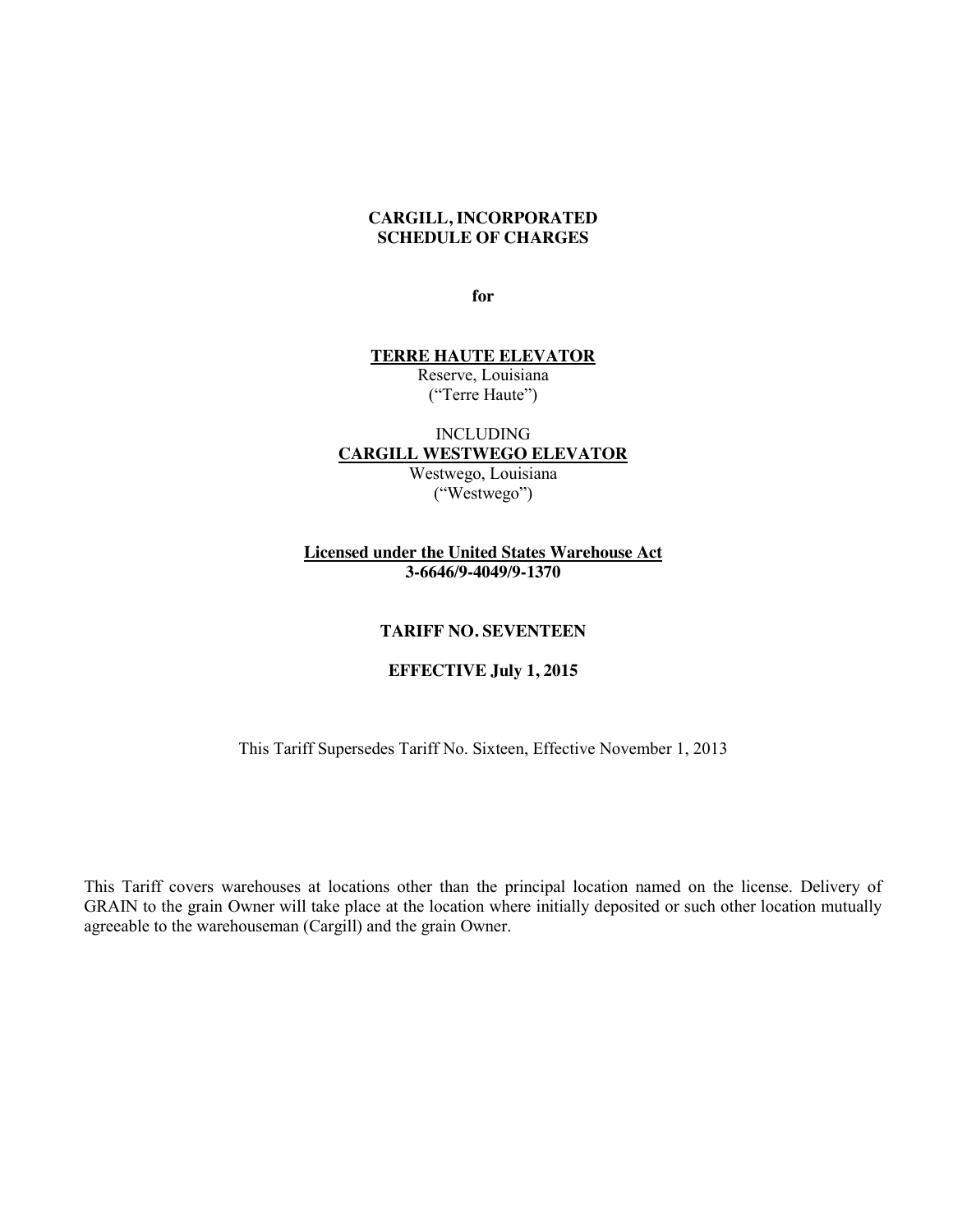**CARGILL, INCORPORATED**
**SCHEDULE OF CHARGES**

**for**

**TERRE HAUTE ELEVATOR**
Reserve, Louisiana
("Terre Haute")

INCLUDING
**CARGILL WESTWEGO ELEVATOR**
Westwego, Louisiana
("Westwego")

**Licensed under the United States Warehouse Act**
**3-6646/9-4049/9-1370**

**TARIFF NO. SEVENTEEN**

**EFFECTIVE July 1, 2015**

This Tariff Supersedes Tariff No. Sixteen, Effective November 1, 2013

This Tariff covers warehouses at locations other than the principal location named on the license. Delivery of GRAIN to the grain Owner will take place at the location where initially deposited or such other location mutually agreeable to the warehouseman (Cargill) and the grain Owner.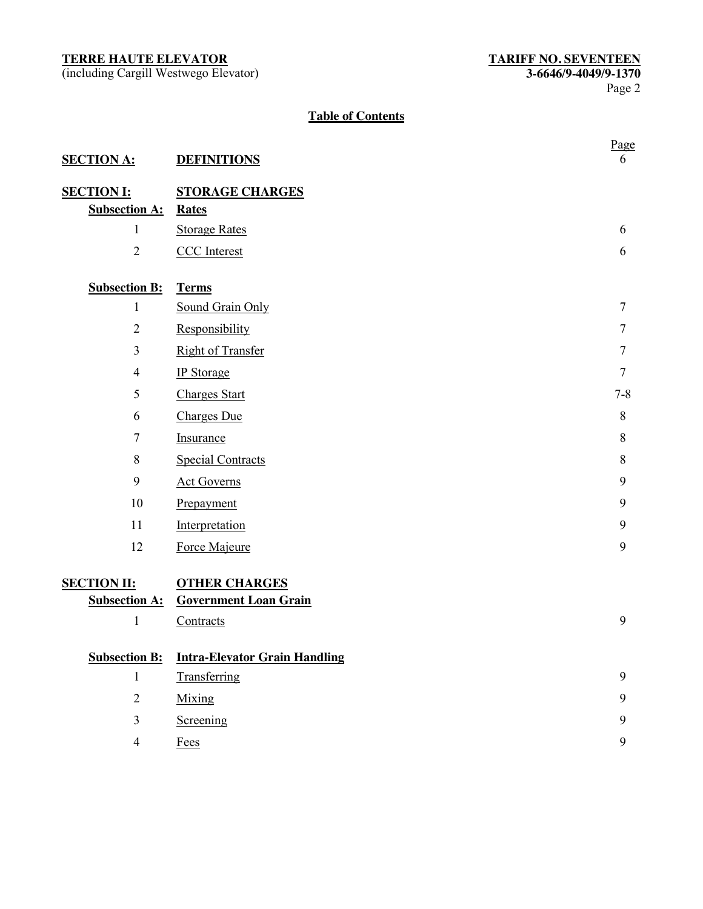**TERRE HAUTE ELEVATOR**
(including Cargill Westwego Elevator)

**TARIFF NO. SEVENTEEN**
**3-6646/9-4049/9-1370**

## Table of Contents

| | | Page |
|---|---|---|
| **SECTION A:** | **DEFINITIONS** | 6 |
| **SECTION I:** | **STORAGE CHARGES** | |
| **Subsection A:** | **Rates** | |
| 1 | Storage Rates | 6 |
| 2 | CCC Interest | 6 |
| **Subsection B:** | **Terms** | |
| 1 | Sound Grain Only | 7 |
| 2 | Responsibility | 7 |
| 3 | Right of Transfer | 7 |
| 4 | IP Storage | 7 |
| 5 | Charges Start | 7-8 |
| 6 | Charges Due | 8 |
| 7 | Insurance | 8 |
| 8 | Special Contracts | 8 |
| 9 | Act Governs | 9 |
| 10 | Prepayment | 9 |
| 11 | Interpretation | 9 |
| 12 | Force Majeure | 9 |
| **SECTION II:** | **OTHER CHARGES** | |
| **Subsection A:** | **Government Loan Grain** | |
| 1 | Contracts | 9 |
| **Subsection B:** | **Intra-Elevator Grain Handling** | |
| 1 | Transferring | 9 |
| 2 | Mixing | 9 |
| 3 | Screening | 9 |
| 4 | Fees | 9 |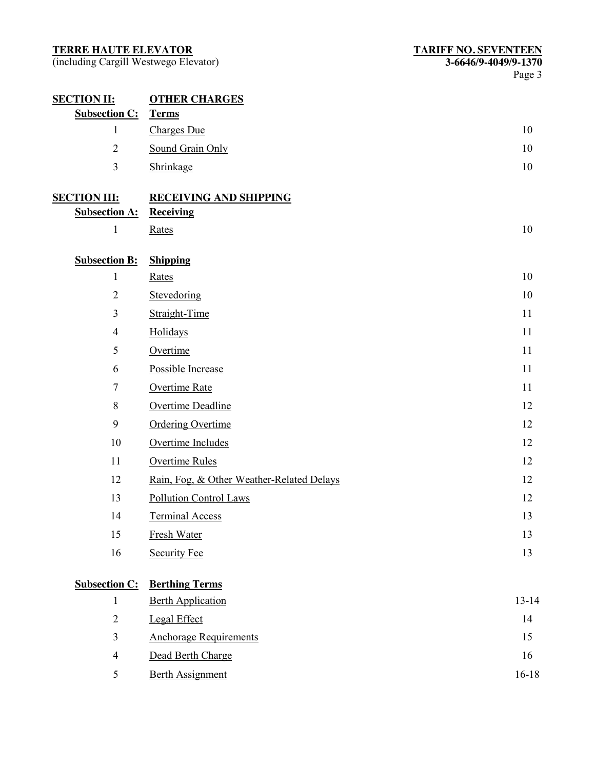| | | |
|---|---|---|
| **SECTION II:** | **OTHER CHARGES** | |
| **Subsection C:** | **Terms** | |
| 1 | Charges Due | 10 |
| 2 | Sound Grain Only | 10 |
| 3 | Shrinkage | 10 |
| **SECTION III:** | **RECEIVING AND SHIPPING** | |
| **Subsection A:** | **Receiving** | |
| 1 | Rates | 10 |
| **Subsection B:** | **Shipping** | |
| 1 | Rates | 10 |
| 2 | Stevedoring | 10 |
| 3 | Straight-Time | 11 |
| 4 | Holidays | 11 |
| 5 | Overtime | 11 |
| 6 | Possible Increase | 11 |
| 7 | Overtime Rate | 11 |
| 8 | Overtime Deadline | 12 |
| 9 | Ordering Overtime | 12 |
| 10 | Overtime Includes | 12 |
| 11 | Overtime Rules | 12 |
| 12 | Rain, Fog, & Other Weather-Related Delays | 12 |
| 13 | Pollution Control Laws | 12 |
| 14 | Terminal Access | 13 |
| 15 | Fresh Water | 13 |
| 16 | Security Fee | 13 |
| **Subsection C:** | **Berthing Terms** | |
| 1 | Berth Application | 13-14 |
| 2 | Legal Effect | 14 |
| 3 | Anchorage Requirements | 15 |
| 4 | Dead Berth Charge | 16 |
| 5 | Berth Assignment | 16-18 |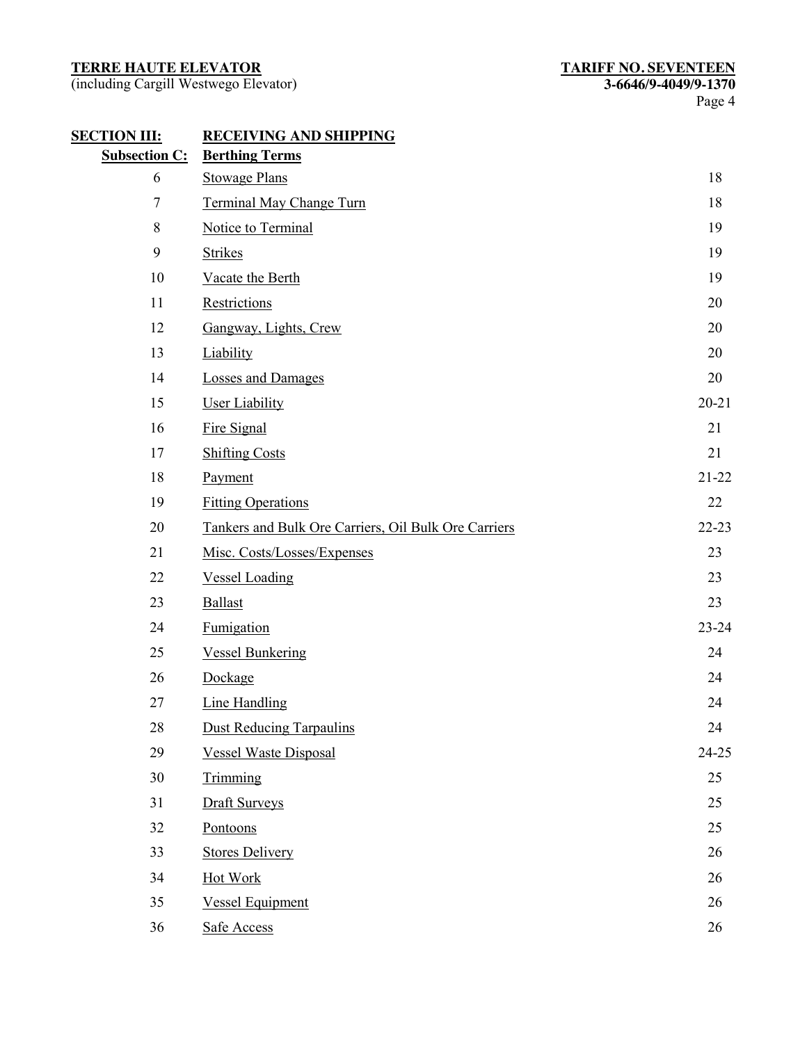**SECTION III: RECEIVING AND SHIPPING**

**Subsection C: Berthing Terms**

| | | |
|---|---|---|
| 6 | Stowage Plans | 18 |
| 7 | Terminal May Change Turn | 18 |
| 8 | Notice to Terminal | 19 |
| 9 | Strikes | 19 |
| 10 | Vacate the Berth | 19 |
| 11 | Restrictions | 20 |
| 12 | Gangway, Lights, Crew | 20 |
| 13 | Liability | 20 |
| 14 | Losses and Damages | 20 |
| 15 | User Liability | 20-21 |
| 16 | Fire Signal | 21 |
| 17 | Shifting Costs | 21 |
| 18 | Payment | 21-22 |
| 19 | Fitting Operations | 22 |
| 20 | Tankers and Bulk Ore Carriers, Oil Bulk Ore Carriers | 22-23 |
| 21 | Misc. Costs/Losses/Expenses | 23 |
| 22 | Vessel Loading | 23 |
| 23 | Ballast | 23 |
| 24 | Fumigation | 23-24 |
| 25 | Vessel Bunkering | 24 |
| 26 | Dockage | 24 |
| 27 | Line Handling | 24 |
| 28 | Dust Reducing Tarpaulins | 24 |
| 29 | Vessel Waste Disposal | 24-25 |
| 30 | Trimming | 25 |
| 31 | Draft Surveys | 25 |
| 32 | Pontoons | 25 |
| 33 | Stores Delivery | 26 |
| 34 | Hot Work | 26 |
| 35 | Vessel Equipment | 26 |
| 36 | Safe Access | 26 |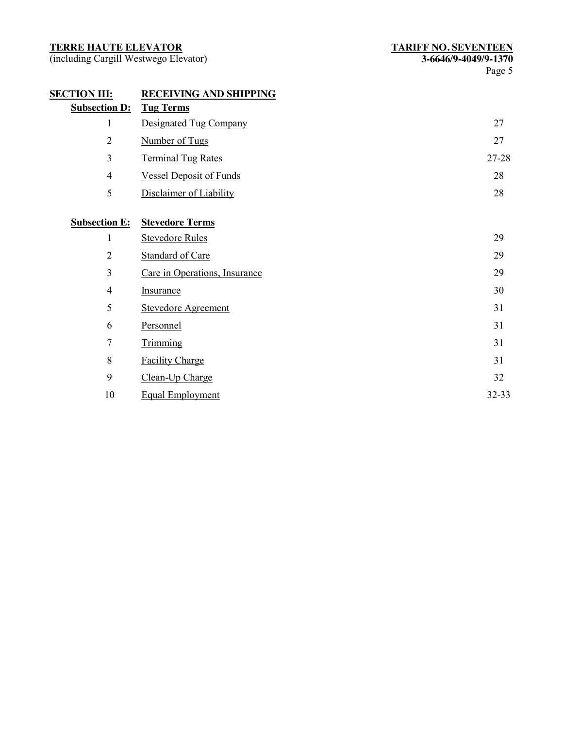**SECTION III: RECEIVING AND SHIPPING**

| | | |
|---|---|---|
| **Subsection D:** | **Tug Terms** | |
| 1 | Designated Tug Company | 27 |
| 2 | Number of Tugs | 27 |
| 3 | Terminal Tug Rates | 27-28 |
| 4 | Vessel Deposit of Funds | 28 |
| 5 | Disclaimer of Liability | 28 |
| **Subsection E:** | **Stevedore Terms** | |
| 1 | Stevedore Rules | 29 |
| 2 | Standard of Care | 29 |
| 3 | Care in Operations, Insurance | 29 |
| 4 | Insurance | 30 |
| 5 | Stevedore Agreement | 31 |
| 6 | Personnel | 31 |
| 7 | Trimming | 31 |
| 8 | Facility Charge | 31 |
| 9 | Clean-Up Charge | 32 |
| 10 | Equal Employment | 32-33 |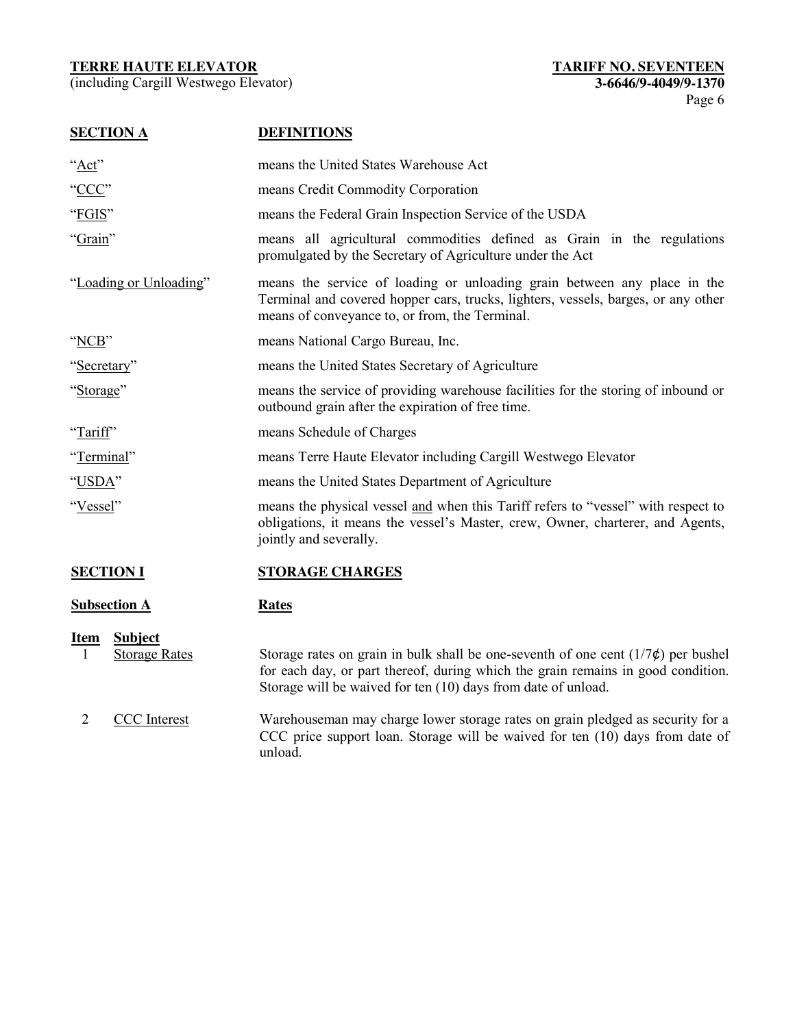## SECTION A DEFINITIONS

| | |
|---|---|
| "Act" | means the United States Warehouse Act |
| "CCC" | means Credit Commodity Corporation |
| "FGIS" | means the Federal Grain Inspection Service of the USDA |
| "Grain" | means all agricultural commodities defined as Grain in the regulations promulgated by the Secretary of Agriculture under the Act |
| "Loading or Unloading" | means the service of loading or unloading grain between any place in the Terminal and covered hopper cars, trucks, lighters, vessels, barges, or any other means of conveyance to, or from, the Terminal. |
| "NCB" | means National Cargo Bureau, Inc. |
| "Secretary" | means the United States Secretary of Agriculture |
| "Storage" | means the service of providing warehouse facilities for the storing of inbound or outbound grain after the expiration of free time. |
| "Tariff" | means Schedule of Charges |
| "Terminal" | means Terre Haute Elevator including Cargill Westwego Elevator |
| "USDA" | means the United States Department of Agriculture |
| "Vessel" | means the physical vessel and when this Tariff refers to "vessel" with respect to obligations, it means the vessel's Master, crew, Owner, charterer, and Agents, jointly and severally. |

## SECTION I STORAGE CHARGES

### Subsection A Rates

| Item | Subject | |
|---|---|---|
| 1 | Storage Rates | Storage rates on grain in bulk shall be one-seventh of one cent (1/7¢) per bushel for each day, or part thereof, during which the grain remains in good condition. Storage will be waived for ten (10) days from date of unload. |
| 2 | CCC Interest | Warehouseman may charge lower storage rates on grain pledged as security for a CCC price support loan. Storage will be waived for ten (10) days from date of unload. |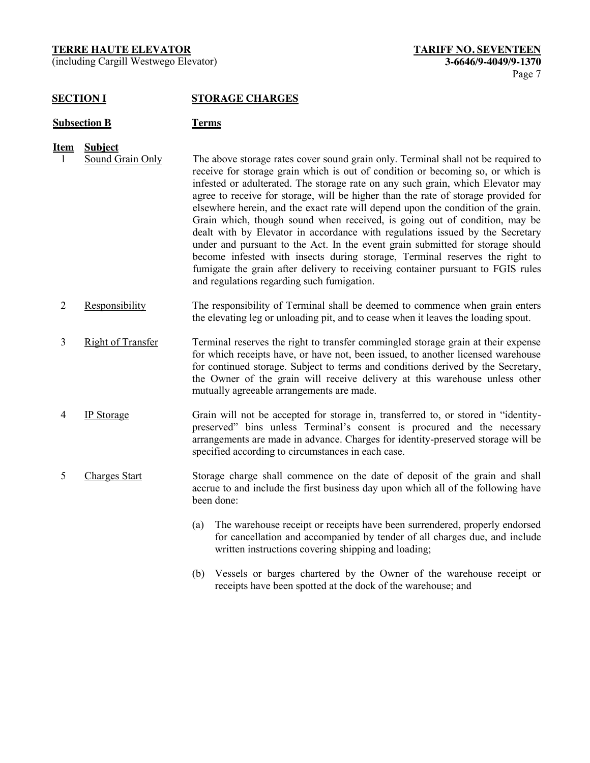**TERRE HAUTE ELEVATOR** (including Cargill Westwego Elevator)

**TARIFF NO. SEVENTEEN** **3-6646/9-4049/9-1370**

## SECTION I — STORAGE CHARGES

### Subsection B — Terms

| Item | Subject | |
|---|---|---|
| 1 | Sound Grain Only | The above storage rates cover sound grain only. Terminal shall not be required to receive for storage grain which is out of condition or becoming so, or which is infested or adulterated. The storage rate on any such grain, which Elevator may agree to receive for storage, will be higher than the rate of storage provided for elsewhere herein, and the exact rate will depend upon the condition of the grain. Grain which, though sound when received, is going out of condition, may be dealt with by Elevator in accordance with regulations issued by the Secretary under and pursuant to the Act. In the event grain submitted for storage should become infested with insects during storage, Terminal reserves the right to fumigate the grain after delivery to receiving container pursuant to FGIS rules and regulations regarding such fumigation. |
| 2 | Responsibility | The responsibility of Terminal shall be deemed to commence when grain enters the elevating leg or unloading pit, and to cease when it leaves the loading spout. |
| 3 | Right of Transfer | Terminal reserves the right to transfer commingled storage grain at their expense for which receipts have, or have not, been issued, to another licensed warehouse for continued storage. Subject to terms and conditions derived by the Secretary, the Owner of the grain will receive delivery at this warehouse unless other mutually agreeable arrangements are made. |
| 4 | IP Storage | Grain will not be accepted for storage in, transferred to, or stored in "identity-preserved" bins unless Terminal's consent is procured and the necessary arrangements are made in advance. Charges for identity-preserved storage will be specified according to circumstances in each case. |
| 5 | Charges Start | Storage charge shall commence on the date of deposit of the grain and shall accrue to and include the first business day upon which all of the following have been done: |

(a) The warehouse receipt or receipts have been surrendered, properly endorsed for cancellation and accompanied by tender of all charges due, and include written instructions covering shipping and loading;

(b) Vessels or barges chartered by the Owner of the warehouse receipt or receipts have been spotted at the dock of the warehouse; and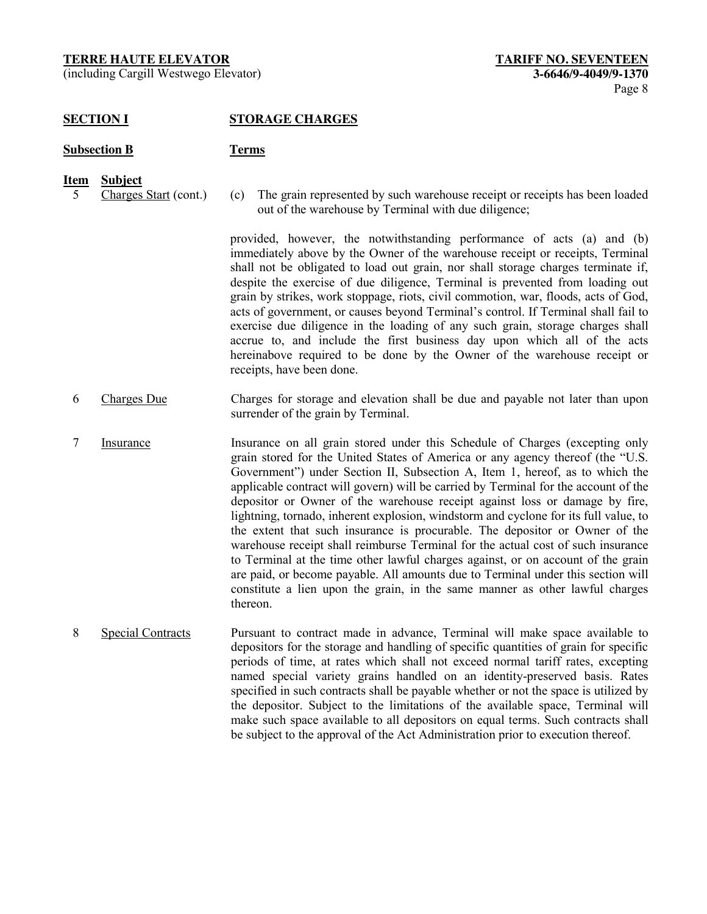## SECTION I — STORAGE CHARGES

### Subsection B — Terms

| Item | Subject | |
|---|---|---|
| 5 | Charges Start (cont.) | (c) The grain represented by such warehouse receipt or receipts has been loaded out of the warehouse by Terminal with due diligence;<br><br>provided, however, the notwithstanding performance of acts (a) and (b) immediately above by the Owner of the warehouse receipt or receipts, Terminal shall not be obligated to load out grain, nor shall storage charges terminate if, despite the exercise of due diligence, Terminal is prevented from loading out grain by strikes, work stoppage, riots, civil commotion, war, floods, acts of God, acts of government, or causes beyond Terminal's control. If Terminal shall fail to exercise due diligence in the loading of any such grain, storage charges shall accrue to, and include the first business day upon which all of the acts hereinabove required to be done by the Owner of the warehouse receipt or receipts, have been done. |
| 6 | Charges Due | Charges for storage and elevation shall be due and payable not later than upon surrender of the grain by Terminal. |
| 7 | Insurance | Insurance on all grain stored under this Schedule of Charges (excepting only grain stored for the United States of America or any agency thereof (the "U.S. Government") under Section II, Subsection A, Item 1, hereof, as to which the applicable contract will govern) will be carried by Terminal for the account of the depositor or Owner of the warehouse receipt against loss or damage by fire, lightning, tornado, inherent explosion, windstorm and cyclone for its full value, to the extent that such insurance is procurable. The depositor or Owner of the warehouse receipt shall reimburse Terminal for the actual cost of such insurance to Terminal at the time other lawful charges against, or on account of the grain are paid, or become payable. All amounts due to Terminal under this section will constitute a lien upon the grain, in the same manner as other lawful charges thereon. |
| 8 | Special Contracts | Pursuant to contract made in advance, Terminal will make space available to depositors for the storage and handling of specific quantities of grain for specific periods of time, at rates which shall not exceed normal tariff rates, excepting named special variety grains handled on an identity-preserved basis. Rates specified in such contracts shall be payable whether or not the space is utilized by the depositor. Subject to the limitations of the available space, Terminal will make such space available to all depositors on equal terms. Such contracts shall be subject to the approval of the Act Administration prior to execution thereof. |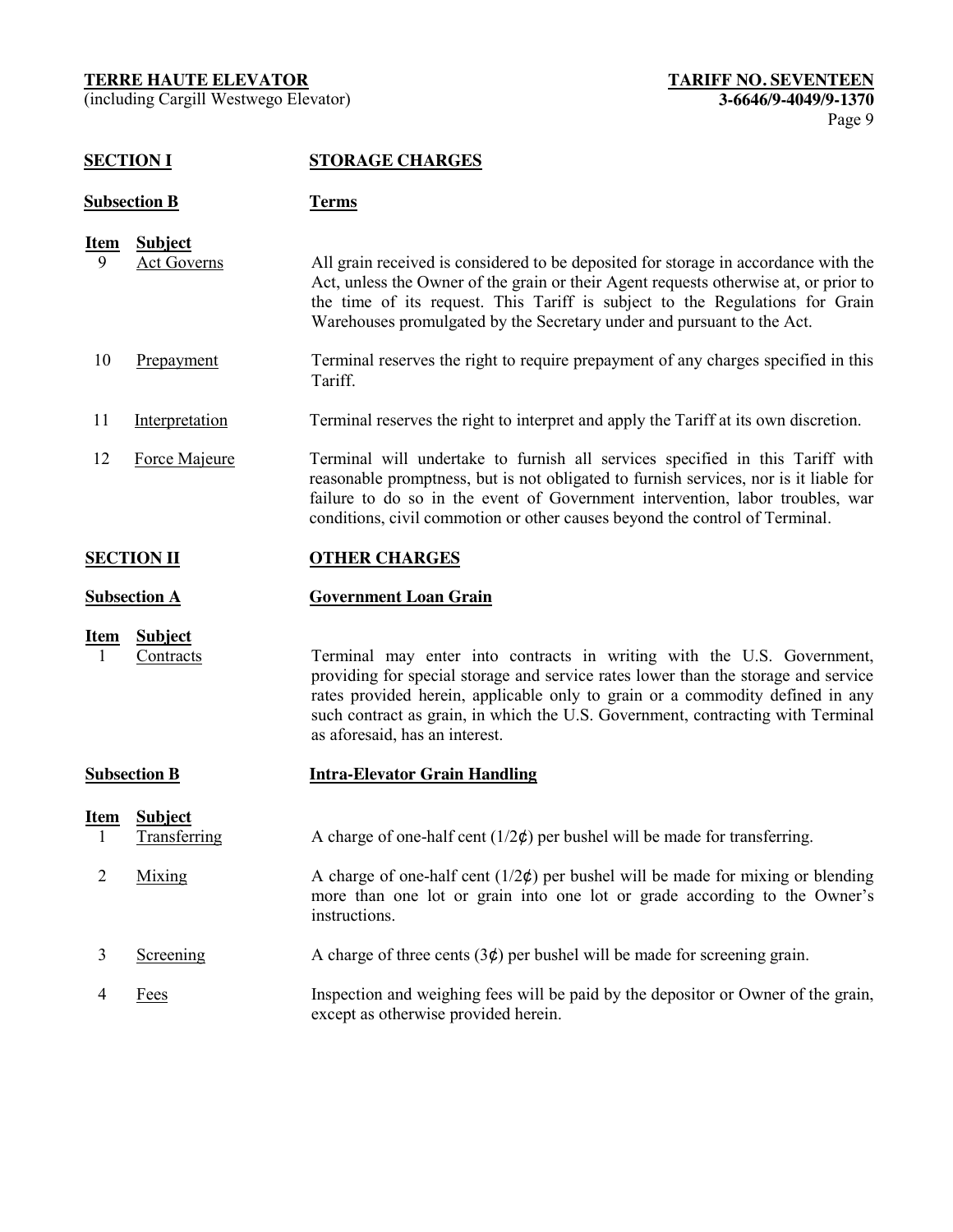## SECTION I STORAGE CHARGES

### Subsection B Terms

| Item | Subject | |
|---|---|---|
| 9 | Act Governs | All grain received is considered to be deposited for storage in accordance with the Act, unless the Owner of the grain or their Agent requests otherwise at, or prior to the time of its request. This Tariff is subject to the Regulations for Grain Warehouses promulgated by the Secretary under and pursuant to the Act. |
| 10 | Prepayment | Terminal reserves the right to require prepayment of any charges specified in this Tariff. |
| 11 | Interpretation | Terminal reserves the right to interpret and apply the Tariff at its own discretion. |
| 12 | Force Majeure | Terminal will undertake to furnish all services specified in this Tariff with reasonable promptness, but is not obligated to furnish services, nor is it liable for failure to do so in the event of Government intervention, labor troubles, war conditions, civil commotion or other causes beyond the control of Terminal. |

## SECTION II OTHER CHARGES

### Subsection A Government Loan Grain

| Item | Subject | |
|---|---|---|
| 1 | Contracts | Terminal may enter into contracts in writing with the U.S. Government, providing for special storage and service rates lower than the storage and service rates provided herein, applicable only to grain or a commodity defined in any such contract as grain, in which the U.S. Government, contracting with Terminal as aforesaid, has an interest. |

### Subsection B Intra-Elevator Grain Handling

| Item | Subject | |
|---|---|---|
| 1 | Transferring | A charge of one-half cent (1/2¢) per bushel will be made for transferring. |
| 2 | Mixing | A charge of one-half cent (1/2¢) per bushel will be made for mixing or blending more than one lot or grain into one lot or grade according to the Owner's instructions. |
| 3 | Screening | A charge of three cents (3¢) per bushel will be made for screening grain. |
| 4 | Fees | Inspection and weighing fees will be paid by the depositor or Owner of the grain, except as otherwise provided herein. |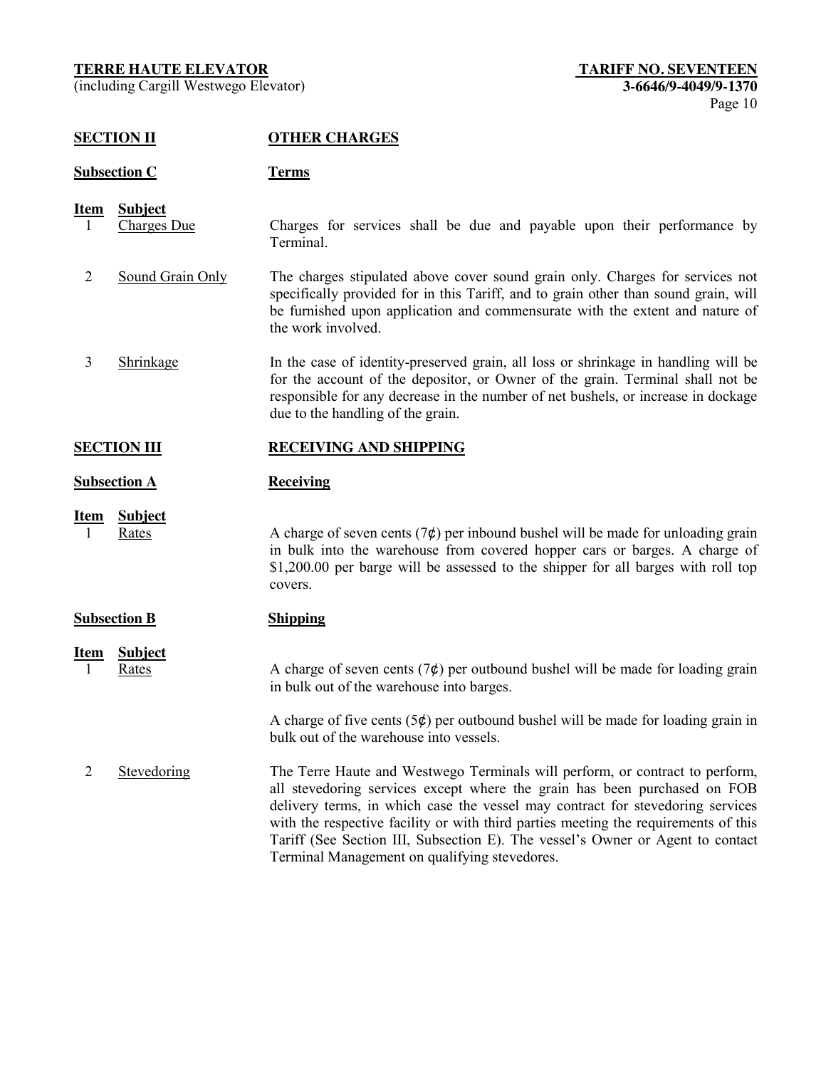## SECTION II — OTHER CHARGES

### Subsection C — Terms

| Item | Subject | |
|---|---|---|
| 1 | Charges Due | Charges for services shall be due and payable upon their performance by Terminal. |
| 2 | Sound Grain Only | The charges stipulated above cover sound grain only. Charges for services not specifically provided for in this Tariff, and to grain other than sound grain, will be furnished upon application and commensurate with the extent and nature of the work involved. |
| 3 | Shrinkage | In the case of identity-preserved grain, all loss or shrinkage in handling will be for the account of the depositor, or Owner of the grain. Terminal shall not be responsible for any decrease in the number of net bushels, or increase in dockage due to the handling of the grain. |

## SECTION III — RECEIVING AND SHIPPING

### Subsection A — Receiving

| Item | Subject | |
|---|---|---|
| 1 | Rates | A charge of seven cents (7¢) per inbound bushel will be made for unloading grain in bulk into the warehouse from covered hopper cars or barges. A charge of $1,200.00 per barge will be assessed to the shipper for all barges with roll top covers. |

### Subsection B — Shipping

| Item | Subject | |
|---|---|---|
| 1 | Rates | A charge of seven cents (7¢) per outbound bushel will be made for loading grain in bulk out of the warehouse into barges.<br><br>A charge of five cents (5¢) per outbound bushel will be made for loading grain in bulk out of the warehouse into vessels. |
| 2 | Stevedoring | The Terre Haute and Westwego Terminals will perform, or contract to perform, all stevedoring services except where the grain has been purchased on FOB delivery terms, in which case the vessel may contract for stevedoring services with the respective facility or with third parties meeting the requirements of this Tariff (See Section III, Subsection E). The vessel's Owner or Agent to contact Terminal Management on qualifying stevedores. |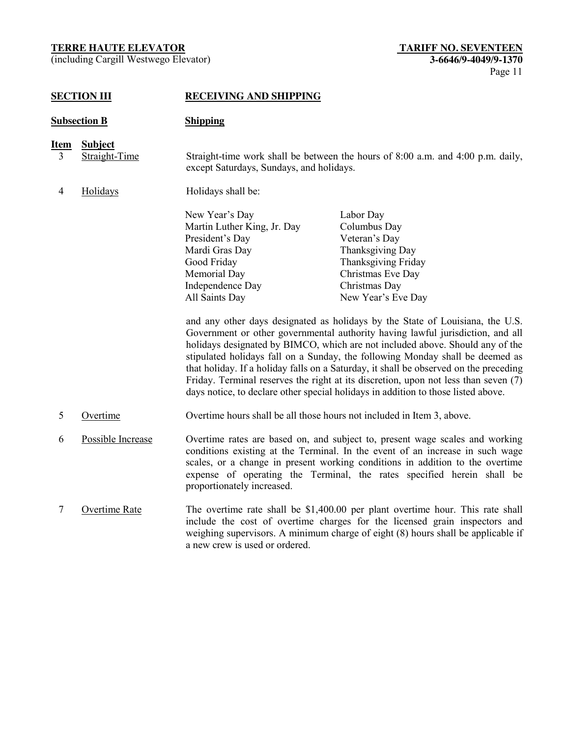**SECTION III RECEIVING AND SHIPPING**

**Subsection B Shipping**

| Item | Subject | |
|---|---|---|
| 3 | Straight-Time | Straight-time work shall be between the hours of 8:00 a.m. and 4:00 p.m. daily, except Saturdays, Sundays, and holidays. |
| 4 | Holidays | Holidays shall be: |

| | |
|---|---|
| New Year's Day | Labor Day |
| Martin Luther King, Jr. Day | Columbus Day |
| President's Day | Veteran's Day |
| Mardi Gras Day | Thanksgiving Day |
| Good Friday | Thanksgiving Friday |
| Memorial Day | Christmas Eve Day |
| Independence Day | Christmas Day |
| All Saints Day | New Year's Eve Day |

and any other days designated as holidays by the State of Louisiana, the U.S. Government or other governmental authority having lawful jurisdiction, and all holidays designated by BIMCO, which are not included above. Should any of the stipulated holidays fall on a Sunday, the following Monday shall be deemed as that holiday. If a holiday falls on a Saturday, it shall be observed on the preceding Friday. Terminal reserves the right at its discretion, upon not less than seven (7) days notice, to declare other special holidays in addition to those listed above.

| Item | Subject | |
|---|---|---|
| 5 | Overtime | Overtime hours shall be all those hours not included in Item 3, above. |
| 6 | Possible Increase | Overtime rates are based on, and subject to, present wage scales and working conditions existing at the Terminal. In the event of an increase in such wage scales, or a change in present working conditions in addition to the overtime expense of operating the Terminal, the rates specified herein shall be proportionately increased. |
| 7 | Overtime Rate | The overtime rate shall be $1,400.00 per plant overtime hour. This rate shall include the cost of overtime charges for the licensed grain inspectors and weighing supervisors. A minimum charge of eight (8) hours shall be applicable if a new crew is used or ordered. |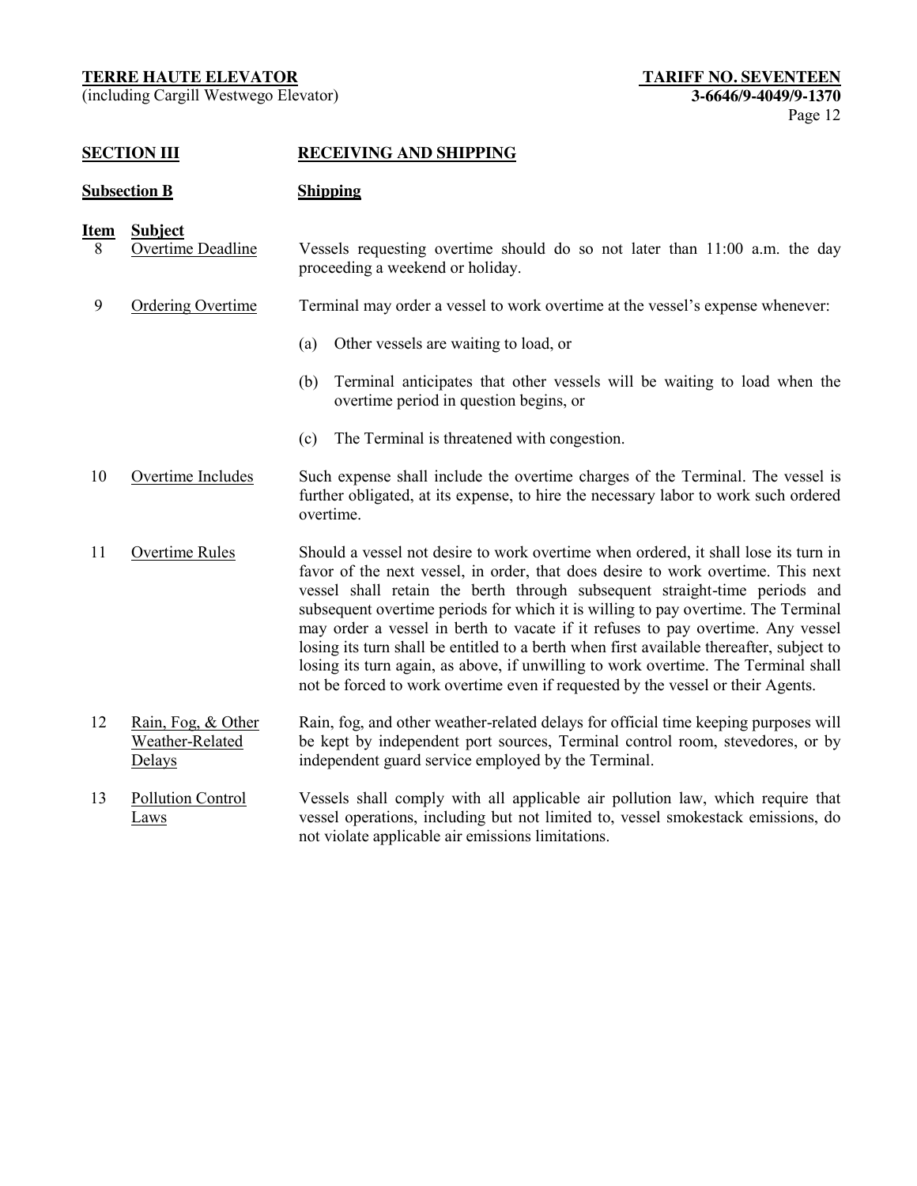## SECTION III RECEIVING AND SHIPPING

### Subsection B Shipping

| Item | Subject | |
|---|---|---|
| 8 | Overtime Deadline | Vessels requesting overtime should do so not later than 11:00 a.m. the day proceeding a weekend or holiday. |
| 9 | Ordering Overtime | Terminal may order a vessel to work overtime at the vessel's expense whenever: (a) Other vessels are waiting to load, or (b) Terminal anticipates that other vessels will be waiting to load when the overtime period in question begins, or (c) The Terminal is threatened with congestion. |
| 10 | Overtime Includes | Such expense shall include the overtime charges of the Terminal. The vessel is further obligated, at its expense, to hire the necessary labor to work such ordered overtime. |
| 11 | Overtime Rules | Should a vessel not desire to work overtime when ordered, it shall lose its turn in favor of the next vessel, in order, that does desire to work overtime. This next vessel shall retain the berth through subsequent straight-time periods and subsequent overtime periods for which it is willing to pay overtime. The Terminal may order a vessel in berth to vacate if it refuses to pay overtime. Any vessel losing its turn shall be entitled to a berth when first available thereafter, subject to losing its turn again, as above, if unwilling to work overtime. The Terminal shall not be forced to work overtime even if requested by the vessel or their Agents. |
| 12 | Rain, Fog, & Other Weather-Related Delays | Rain, fog, and other weather-related delays for official time keeping purposes will be kept by independent port sources, Terminal control room, stevedores, or by independent guard service employed by the Terminal. |
| 13 | Pollution Control Laws | Vessels shall comply with all applicable air pollution law, which require that vessel operations, including but not limited to, vessel smokestack emissions, do not violate applicable air emissions limitations. |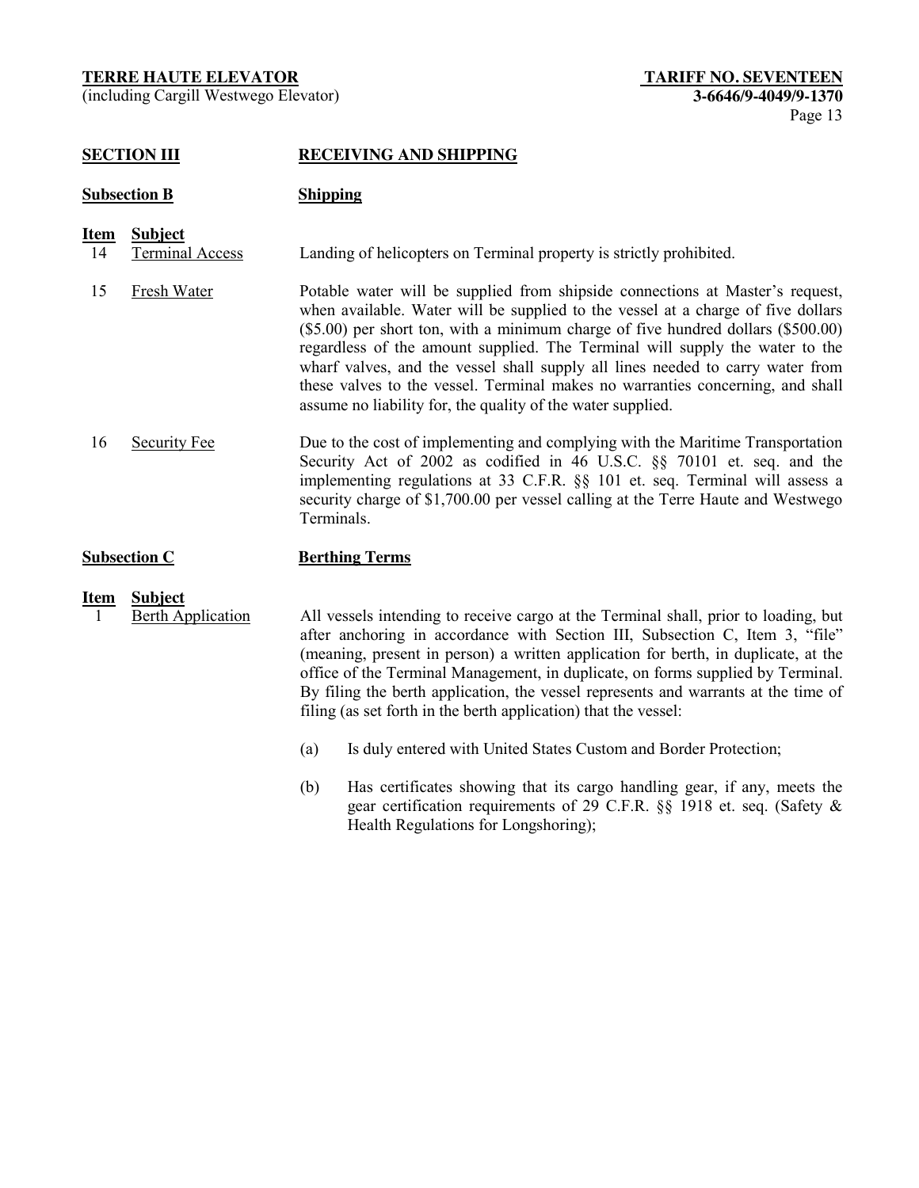## SECTION III RECEIVING AND SHIPPING

### Subsection B Shipping

| Item | Subject | |
|---|---|---|
| 14 | Terminal Access | Landing of helicopters on Terminal property is strictly prohibited. |
| 15 | Fresh Water | Potable water will be supplied from shipside connections at Master's request, when available. Water will be supplied to the vessel at a charge of five dollars ($5.00) per short ton, with a minimum charge of five hundred dollars ($500.00) regardless of the amount supplied. The Terminal will supply the water to the wharf valves, and the vessel shall supply all lines needed to carry water from these valves to the vessel. Terminal makes no warranties concerning, and shall assume no liability for, the quality of the water supplied. |
| 16 | Security Fee | Due to the cost of implementing and complying with the Maritime Transportation Security Act of 2002 as codified in 46 U.S.C. §§ 70101 et. seq. and the implementing regulations at 33 C.F.R. §§ 101 et. seq. Terminal will assess a security charge of $1,700.00 per vessel calling at the Terre Haute and Westwego Terminals. |

### Subsection C Berthing Terms

| Item | Subject | |
|---|---|---|
| 1 | Berth Application | All vessels intending to receive cargo at the Terminal shall, prior to loading, but after anchoring in accordance with Section III, Subsection C, Item 3, "file" (meaning, present in person) a written application for berth, in duplicate, at the office of the Terminal Management, in duplicate, on forms supplied by Terminal. By filing the berth application, the vessel represents and warrants at the time of filing (as set forth in the berth application) that the vessel: |

(a) Is duly entered with United States Custom and Border Protection;

(b) Has certificates showing that its cargo handling gear, if any, meets the gear certification requirements of 29 C.F.R. §§ 1918 et. seq. (Safety & Health Regulations for Longshoring);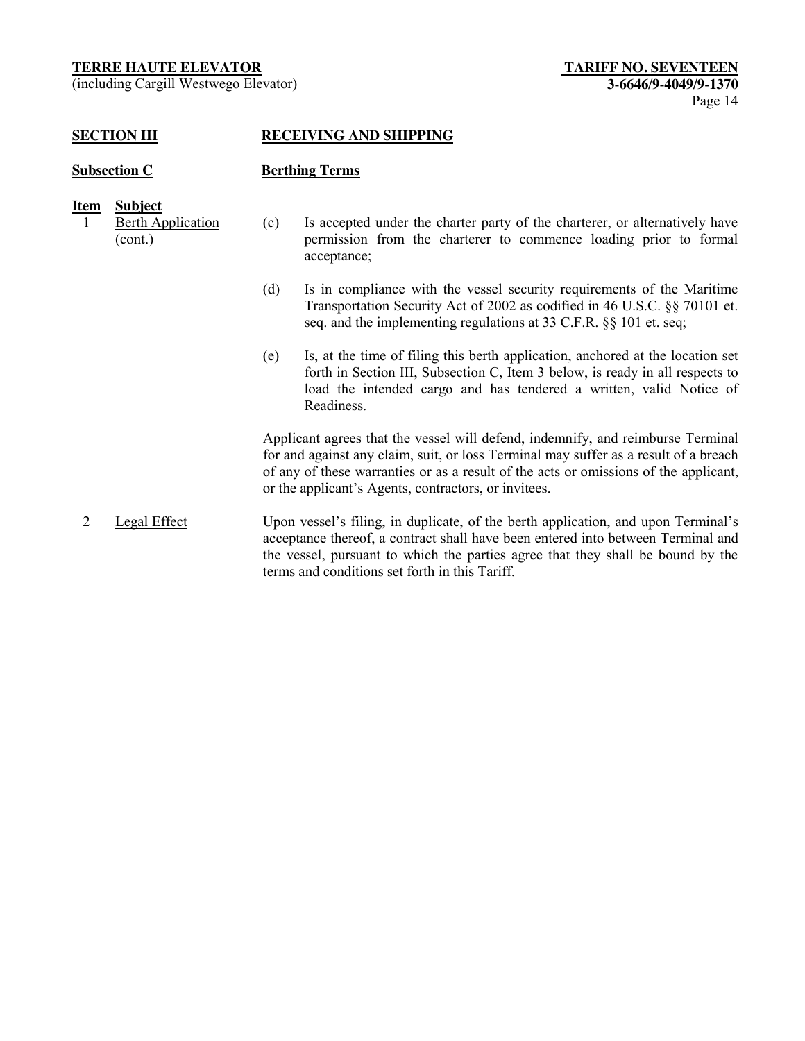## SECTION III RECEIVING AND SHIPPING

### Subsection C Berthing Terms

| Item | Subject | |
|---|---|---|
| 1 | Berth Application (cont.) | (c) Is accepted under the charter party of the charterer, or alternatively have permission from the charterer to commence loading prior to formal acceptance; |
| | | (d) Is in compliance with the vessel security requirements of the Maritime Transportation Security Act of 2002 as codified in 46 U.S.C. §§ 70101 et. seq. and the implementing regulations at 33 C.F.R. §§ 101 et. seq; |
| | | (e) Is, at the time of filing this berth application, anchored at the location set forth in Section III, Subsection C, Item 3 below, is ready in all respects to load the intended cargo and has tendered a written, valid Notice of Readiness. |
| | | Applicant agrees that the vessel will defend, indemnify, and reimburse Terminal for and against any claim, suit, or loss Terminal may suffer as a result of a breach of any of these warranties or as a result of the acts or omissions of the applicant, or the applicant's Agents, contractors, or invitees. |
| 2 | Legal Effect | Upon vessel's filing, in duplicate, of the berth application, and upon Terminal's acceptance thereof, a contract shall have been entered into between Terminal and the vessel, pursuant to which the parties agree that they shall be bound by the terms and conditions set forth in this Tariff. |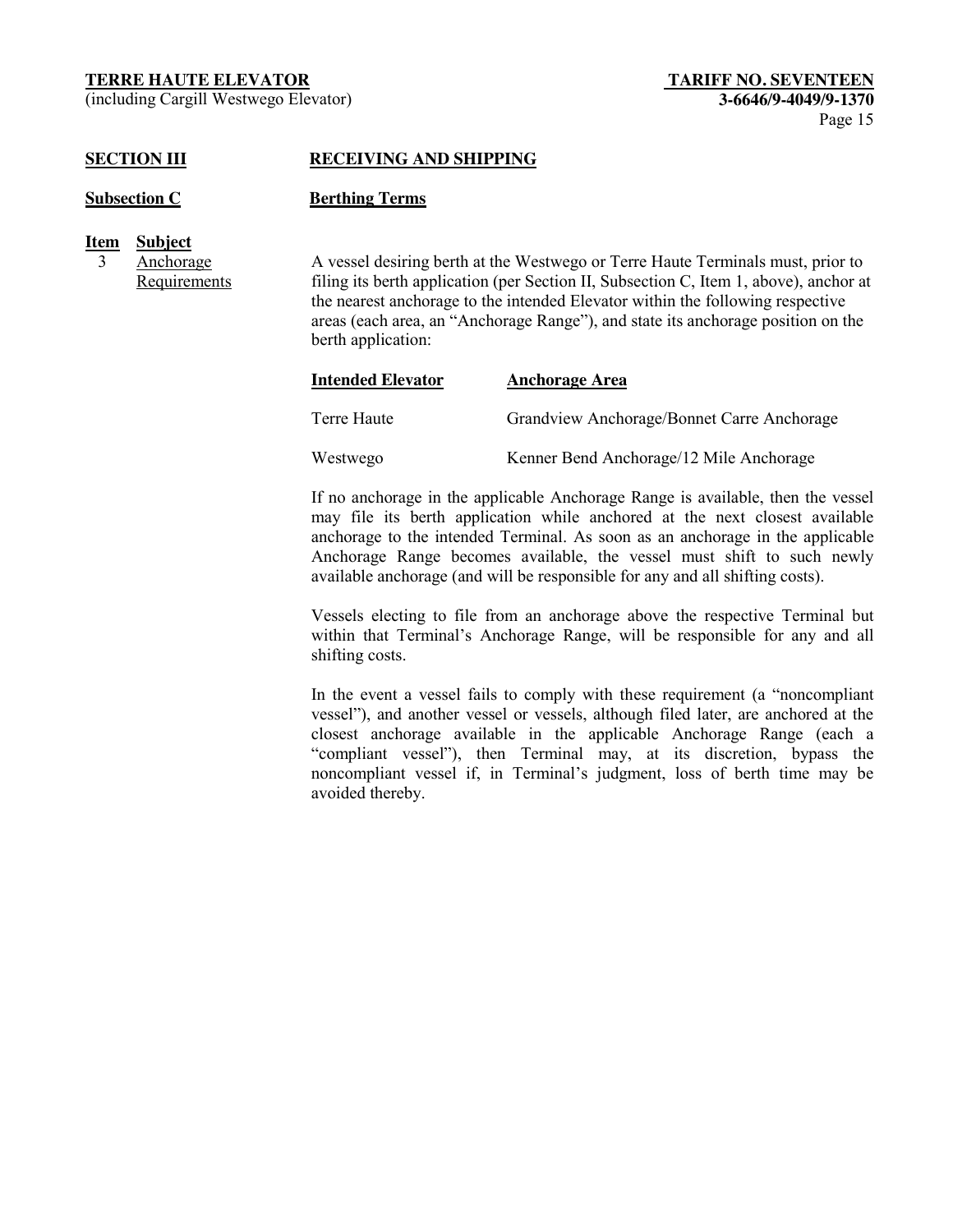## SECTION III RECEIVING AND SHIPPING

### Subsection C Berthing Terms

| Item | Subject | |
|---|---|---|
| 3 | Anchorage Requirements | A vessel desiring berth at the Westwego or Terre Haute Terminals must, prior to filing its berth application (per Section II, Subsection C, Item 1, above), anchor at the nearest anchorage to the intended Elevator within the following respective areas (each area, an "Anchorage Range"), and state its anchorage position on the berth application: |

| Intended Elevator | Anchorage Area |
|---|---|
| Terre Haute | Grandview Anchorage/Bonnet Carre Anchorage |
| Westwego | Kenner Bend Anchorage/12 Mile Anchorage |

If no anchorage in the applicable Anchorage Range is available, then the vessel may file its berth application while anchored at the next closest available anchorage to the intended Terminal. As soon as an anchorage in the applicable Anchorage Range becomes available, the vessel must shift to such newly available anchorage (and will be responsible for any and all shifting costs).

Vessels electing to file from an anchorage above the respective Terminal but within that Terminal's Anchorage Range, will be responsible for any and all shifting costs.

In the event a vessel fails to comply with these requirement (a "noncompliant vessel"), and another vessel or vessels, although filed later, are anchored at the closest anchorage available in the applicable Anchorage Range (each a "compliant vessel"), then Terminal may, at its discretion, bypass the noncompliant vessel if, in Terminal's judgment, loss of berth time may be avoided thereby.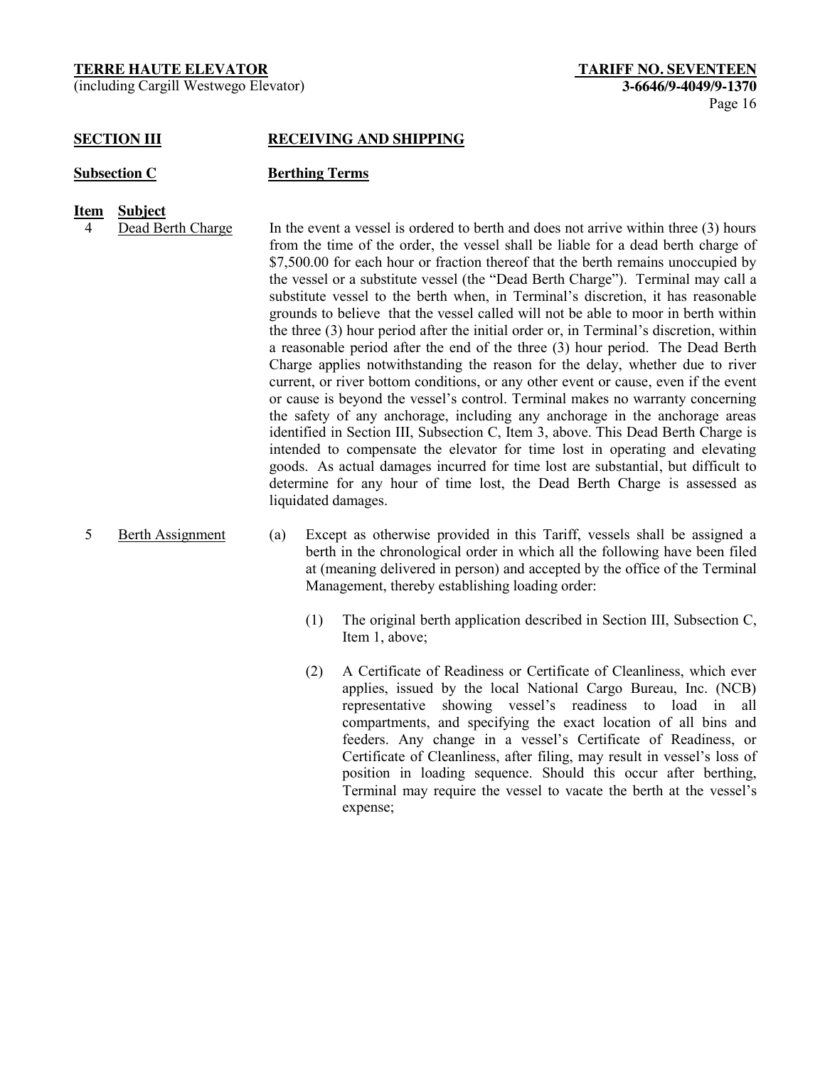## SECTION III RECEIVING AND SHIPPING

### Subsection C Berthing Terms

**Item Subject**

**4 Dead Berth Charge**

In the event a vessel is ordered to berth and does not arrive within three (3) hours from the time of the order, the vessel shall be liable for a dead berth charge of $7,500.00 for each hour or fraction thereof that the berth remains unoccupied by the vessel or a substitute vessel (the "Dead Berth Charge"). Terminal may call a substitute vessel to the berth when, in Terminal's discretion, it has reasonable grounds to believe that the vessel called will not be able to moor in berth within the three (3) hour period after the initial order or, in Terminal's discretion, within a reasonable period after the end of the three (3) hour period. The Dead Berth Charge applies notwithstanding the reason for the delay, whether due to river current, or river bottom conditions, or any other event or cause, even if the event or cause is beyond the vessel's control. Terminal makes no warranty concerning the safety of any anchorage, including any anchorage in the anchorage areas identified in Section III, Subsection C, Item 3, above. This Dead Berth Charge is intended to compensate the elevator for time lost in operating and elevating goods. As actual damages incurred for time lost are substantial, but difficult to determine for any hour of time lost, the Dead Berth Charge is assessed as liquidated damages.

**5 Berth Assignment**

(a) Except as otherwise provided in this Tariff, vessels shall be assigned a berth in the chronological order in which all the following have been filed at (meaning delivered in person) and accepted by the office of the Terminal Management, thereby establishing loading order:

(1) The original berth application described in Section III, Subsection C, Item 1, above;

(2) A Certificate of Readiness or Certificate of Cleanliness, which ever applies, issued by the local National Cargo Bureau, Inc. (NCB) representative showing vessel's readiness to load in all compartments, and specifying the exact location of all bins and feeders. Any change in a vessel's Certificate of Readiness, or Certificate of Cleanliness, after filing, may result in vessel's loss of position in loading sequence. Should this occur after berthing, Terminal may require the vessel to vacate the berth at the vessel's expense;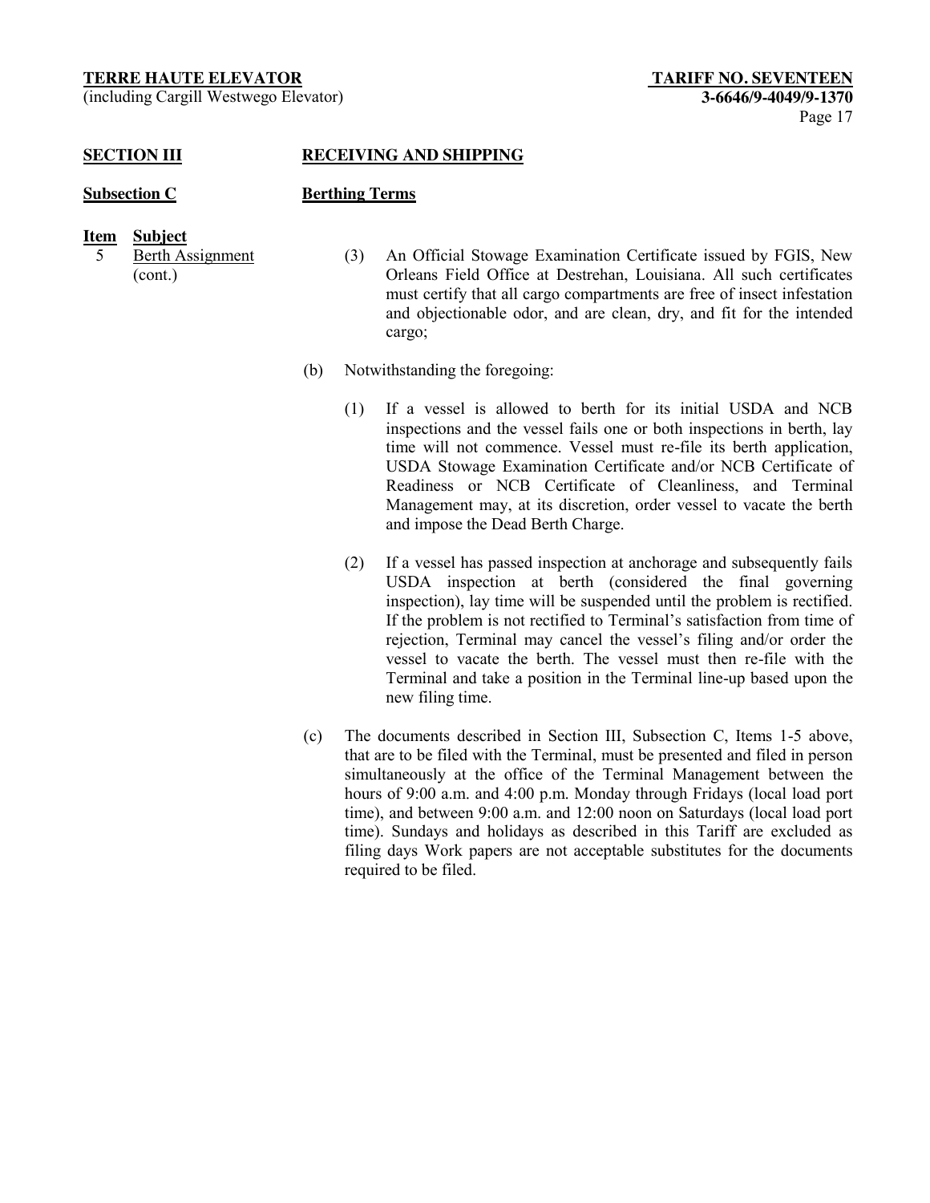**SECTION III** **RECEIVING AND SHIPPING**

**Subsection C** **Berthing Terms**

**Item** **Subject**

5 Berth Assignment (cont.)

(3) An Official Stowage Examination Certificate issued by FGIS, New Orleans Field Office at Destrehan, Louisiana. All such certificates must certify that all cargo compartments are free of insect infestation and objectionable odor, and are clean, dry, and fit for the intended cargo;

(b) Notwithstanding the foregoing:

(1) If a vessel is allowed to berth for its initial USDA and NCB inspections and the vessel fails one or both inspections in berth, lay time will not commence. Vessel must re-file its berth application, USDA Stowage Examination Certificate and/or NCB Certificate of Readiness or NCB Certificate of Cleanliness, and Terminal Management may, at its discretion, order vessel to vacate the berth and impose the Dead Berth Charge.

(2) If a vessel has passed inspection at anchorage and subsequently fails USDA inspection at berth (considered the final governing inspection), lay time will be suspended until the problem is rectified. If the problem is not rectified to Terminal's satisfaction from time of rejection, Terminal may cancel the vessel's filing and/or order the vessel to vacate the berth. The vessel must then re-file with the Terminal and take a position in the Terminal line-up based upon the new filing time.

(c) The documents described in Section III, Subsection C, Items 1-5 above, that are to be filed with the Terminal, must be presented and filed in person simultaneously at the office of the Terminal Management between the hours of 9:00 a.m. and 4:00 p.m. Monday through Fridays (local load port time), and between 9:00 a.m. and 12:00 noon on Saturdays (local load port time). Sundays and holidays as described in this Tariff are excluded as filing days Work papers are not acceptable substitutes for the documents required to be filed.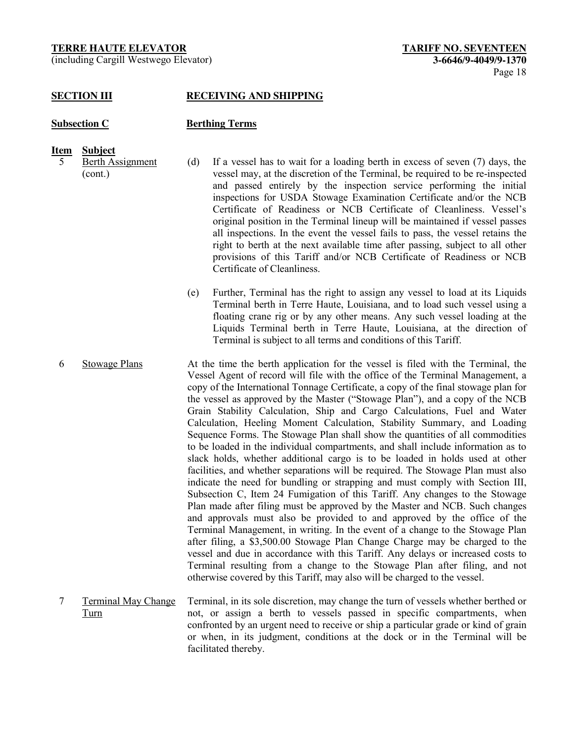## SECTION III RECEIVING AND SHIPPING

### Subsection C Berthing Terms

| Item | Subject | |
|---|---|---|
| 5 | Berth Assignment (cont.) | (d) If a vessel has to wait for a loading berth in excess of seven (7) days, the vessel may, at the discretion of the Terminal, be required to be re-inspected and passed entirely by the inspection service performing the initial inspections for USDA Stowage Examination Certificate and/or the NCB Certificate of Readiness or NCB Certificate of Cleanliness. Vessel's original position in the Terminal lineup will be maintained if vessel passes all inspections. In the event the vessel fails to pass, the vessel retains the right to berth at the next available time after passing, subject to all other provisions of this Tariff and/or NCB Certificate of Readiness or NCB Certificate of Cleanliness.<br><br>(e) Further, Terminal has the right to assign any vessel to load at its Liquids Terminal berth in Terre Haute, Louisiana, and to load such vessel using a floating crane rig or by any other means. Any such vessel loading at the Liquids Terminal berth in Terre Haute, Louisiana, at the direction of Terminal is subject to all terms and conditions of this Tariff. |
| 6 | Stowage Plans | At the time the berth application for the vessel is filed with the Terminal, the Vessel Agent of record will file with the office of the Terminal Management, a copy of the International Tonnage Certificate, a copy of the final stowage plan for the vessel as approved by the Master ("Stowage Plan"), and a copy of the NCB Grain Stability Calculation, Ship and Cargo Calculations, Fuel and Water Calculation, Heeling Moment Calculation, Stability Summary, and Loading Sequence Forms. The Stowage Plan shall show the quantities of all commodities to be loaded in the individual compartments, and shall include information as to slack holds, whether additional cargo is to be loaded in holds used at other facilities, and whether separations will be required. The Stowage Plan must also indicate the need for bundling or strapping and must comply with Section III, Subsection C, Item 24 Fumigation of this Tariff. Any changes to the Stowage Plan made after filing must be approved by the Master and NCB. Such changes and approvals must also be provided to and approved by the office of the Terminal Management, in writing. In the event of a change to the Stowage Plan after filing, a $3,500.00 Stowage Plan Change Charge may be charged to the vessel and due in accordance with this Tariff. Any delays or increased costs to Terminal resulting from a change to the Stowage Plan after filing, and not otherwise covered by this Tariff, may also will be charged to the vessel. |
| 7 | Terminal May Change Turn | Terminal, in its sole discretion, may change the turn of vessels whether berthed or not, or assign a berth to vessels passed in specific compartments, when confronted by an urgent need to receive or ship a particular grade or kind of grain or when, in its judgment, conditions at the dock or in the Terminal will be facilitated thereby. |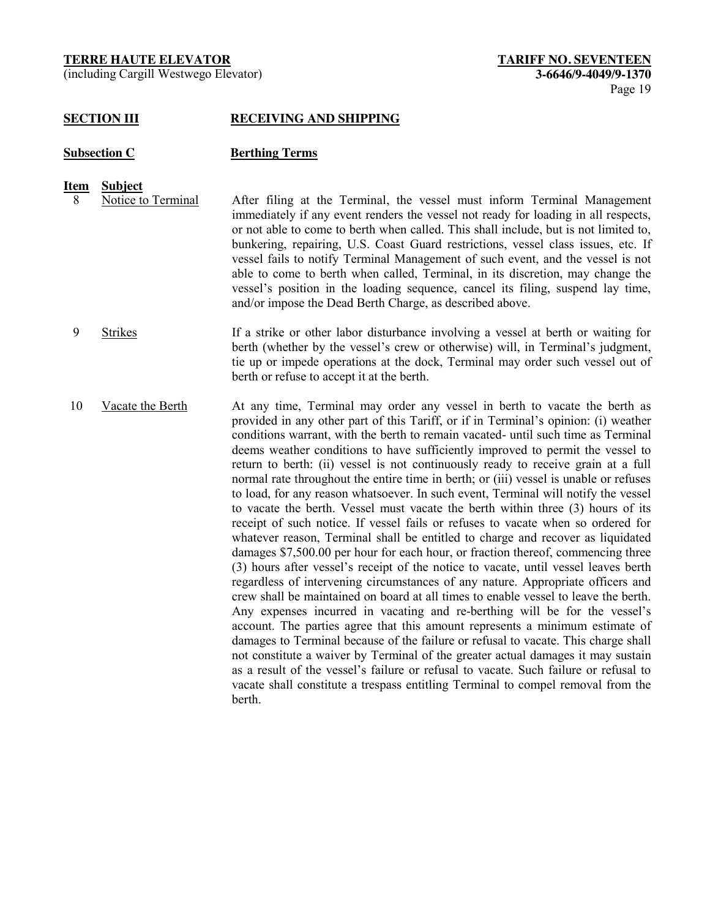## SECTION III RECEIVING AND SHIPPING

### Subsection C Berthing Terms

| Item | Subject | |
|---|---|---|
| 8 | Notice to Terminal | After filing at the Terminal, the vessel must inform Terminal Management immediately if any event renders the vessel not ready for loading in all respects, or not able to come to berth when called. This shall include, but is not limited to, bunkering, repairing, U.S. Coast Guard restrictions, vessel class issues, etc. If vessel fails to notify Terminal Management of such event, and the vessel is not able to come to berth when called, Terminal, in its discretion, may change the vessel's position in the loading sequence, cancel its filing, suspend lay time, and/or impose the Dead Berth Charge, as described above. |
| 9 | Strikes | If a strike or other labor disturbance involving a vessel at berth or waiting for berth (whether by the vessel's crew or otherwise) will, in Terminal's judgment, tie up or impede operations at the dock, Terminal may order such vessel out of berth or refuse to accept it at the berth. |
| 10 | Vacate the Berth | At any time, Terminal may order any vessel in berth to vacate the berth as provided in any other part of this Tariff, or if in Terminal's opinion: (i) weather conditions warrant, with the berth to remain vacated- until such time as Terminal deems weather conditions to have sufficiently improved to permit the vessel to return to berth: (ii) vessel is not continuously ready to receive grain at a full normal rate throughout the entire time in berth; or (iii) vessel is unable or refuses to load, for any reason whatsoever. In such event, Terminal will notify the vessel to vacate the berth. Vessel must vacate the berth within three (3) hours of its receipt of such notice. If vessel fails or refuses to vacate when so ordered for whatever reason, Terminal shall be entitled to charge and recover as liquidated damages $7,500.00 per hour for each hour, or fraction thereof, commencing three (3) hours after vessel's receipt of the notice to vacate, until vessel leaves berth regardless of intervening circumstances of any nature. Appropriate officers and crew shall be maintained on board at all times to enable vessel to leave the berth. Any expenses incurred in vacating and re-berthing will be for the vessel's account. The parties agree that this amount represents a minimum estimate of damages to Terminal because of the failure or refusal to vacate. This charge shall not constitute a waiver by Terminal of the greater actual damages it may sustain as a result of the vessel's failure or refusal to vacate. Such failure or refusal to vacate shall constitute a trespass entitling Terminal to compel removal from the berth. |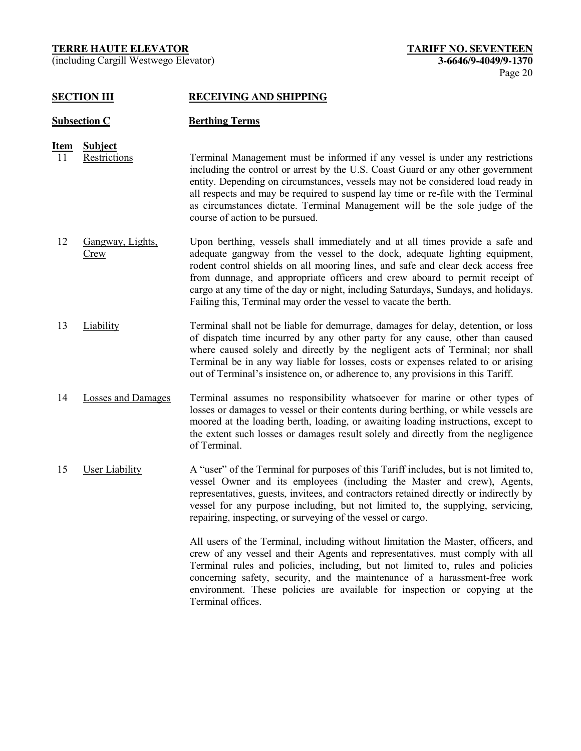## SECTION III RECEIVING AND SHIPPING

### Subsection C Berthing Terms

| Item | Subject | |
|---|---|---|
| 11 | Restrictions | Terminal Management must be informed if any vessel is under any restrictions including the control or arrest by the U.S. Coast Guard or any other government entity. Depending on circumstances, vessels may not be considered load ready in all respects and may be required to suspend lay time or re-file with the Terminal as circumstances dictate. Terminal Management will be the sole judge of the course of action to be pursued. |
| 12 | Gangway, Lights, Crew | Upon berthing, vessels shall immediately and at all times provide a safe and adequate gangway from the vessel to the dock, adequate lighting equipment, rodent control shields on all mooring lines, and safe and clear deck access free from dunnage, and appropriate officers and crew aboard to permit receipt of cargo at any time of the day or night, including Saturdays, Sundays, and holidays. Failing this, Terminal may order the vessel to vacate the berth. |
| 13 | Liability | Terminal shall not be liable for demurrage, damages for delay, detention, or loss of dispatch time incurred by any other party for any cause, other than caused where caused solely and directly by the negligent acts of Terminal; nor shall Terminal be in any way liable for losses, costs or expenses related to or arising out of Terminal's insistence on, or adherence to, any provisions in this Tariff. |
| 14 | Losses and Damages | Terminal assumes no responsibility whatsoever for marine or other types of losses or damages to vessel or their contents during berthing, or while vessels are moored at the loading berth, loading, or awaiting loading instructions, except to the extent such losses or damages result solely and directly from the negligence of Terminal. |
| 15 | User Liability | A "user" of the Terminal for purposes of this Tariff includes, but is not limited to, vessel Owner and its employees (including the Master and crew), Agents, representatives, guests, invitees, and contractors retained directly or indirectly by vessel for any purpose including, but not limited to, the supplying, servicing, repairing, inspecting, or surveying of the vessel or cargo.<br><br>All users of the Terminal, including without limitation the Master, officers, and crew of any vessel and their Agents and representatives, must comply with all Terminal rules and policies, including, but not limited to, rules and policies concerning safety, security, and the maintenance of a harassment-free work environment. These policies are available for inspection or copying at the Terminal offices. |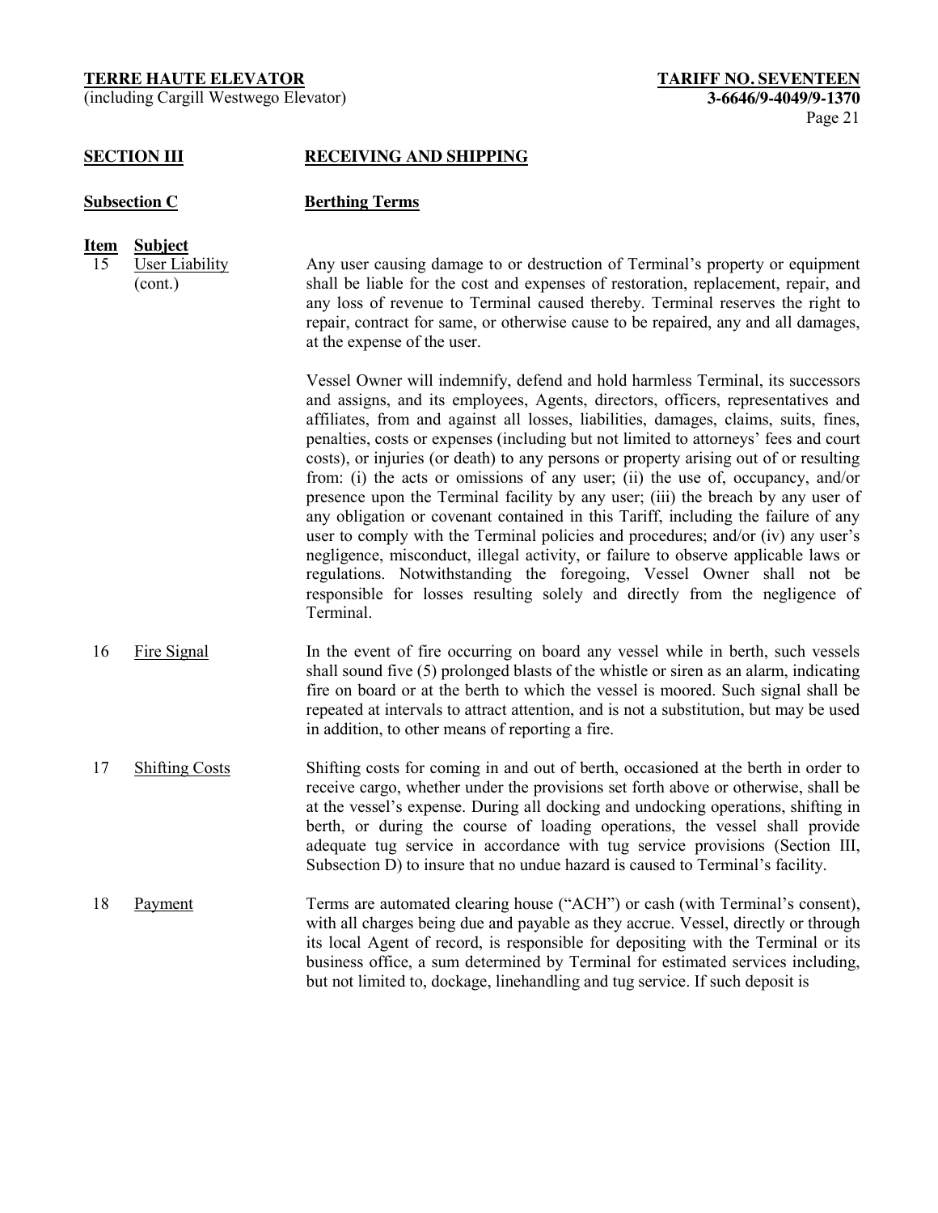## SECTION III RECEIVING AND SHIPPING

### Subsection C Berthing Terms

| Item | Subject | |
|---|---|---|
| 15 | User Liability (cont.) | Any user causing damage to or destruction of Terminal's property or equipment shall be liable for the cost and expenses of restoration, replacement, repair, and any loss of revenue to Terminal caused thereby. Terminal reserves the right to repair, contract for same, or otherwise cause to be repaired, any and all damages, at the expense of the user.<br><br>Vessel Owner will indemnify, defend and hold harmless Terminal, its successors and assigns, and its employees, Agents, directors, officers, representatives and affiliates, from and against all losses, liabilities, damages, claims, suits, fines, penalties, costs or expenses (including but not limited to attorneys' fees and court costs), or injuries (or death) to any persons or property arising out of or resulting from: (i) the acts or omissions of any user; (ii) the use of, occupancy, and/or presence upon the Terminal facility by any user; (iii) the breach by any user of any obligation or covenant contained in this Tariff, including the failure of any user to comply with the Terminal policies and procedures; and/or (iv) any user's negligence, misconduct, illegal activity, or failure to observe applicable laws or regulations. Notwithstanding the foregoing, Vessel Owner shall not be responsible for losses resulting solely and directly from the negligence of Terminal. |
| 16 | Fire Signal | In the event of fire occurring on board any vessel while in berth, such vessels shall sound five (5) prolonged blasts of the whistle or siren as an alarm, indicating fire on board or at the berth to which the vessel is moored. Such signal shall be repeated at intervals to attract attention, and is not a substitution, but may be used in addition, to other means of reporting a fire. |
| 17 | Shifting Costs | Shifting costs for coming in and out of berth, occasioned at the berth in order to receive cargo, whether under the provisions set forth above or otherwise, shall be at the vessel's expense. During all docking and undocking operations, shifting in berth, or during the course of loading operations, the vessel shall provide adequate tug service in accordance with tug service provisions (Section III, Subsection D) to insure that no undue hazard is caused to Terminal's facility. |
| 18 | Payment | Terms are automated clearing house ("ACH") or cash (with Terminal's consent), with all charges being due and payable as they accrue. Vessel, directly or through its local Agent of record, is responsible for depositing with the Terminal or its business office, a sum determined by Terminal for estimated services including, but not limited to, dockage, linehandling and tug service. If such deposit is |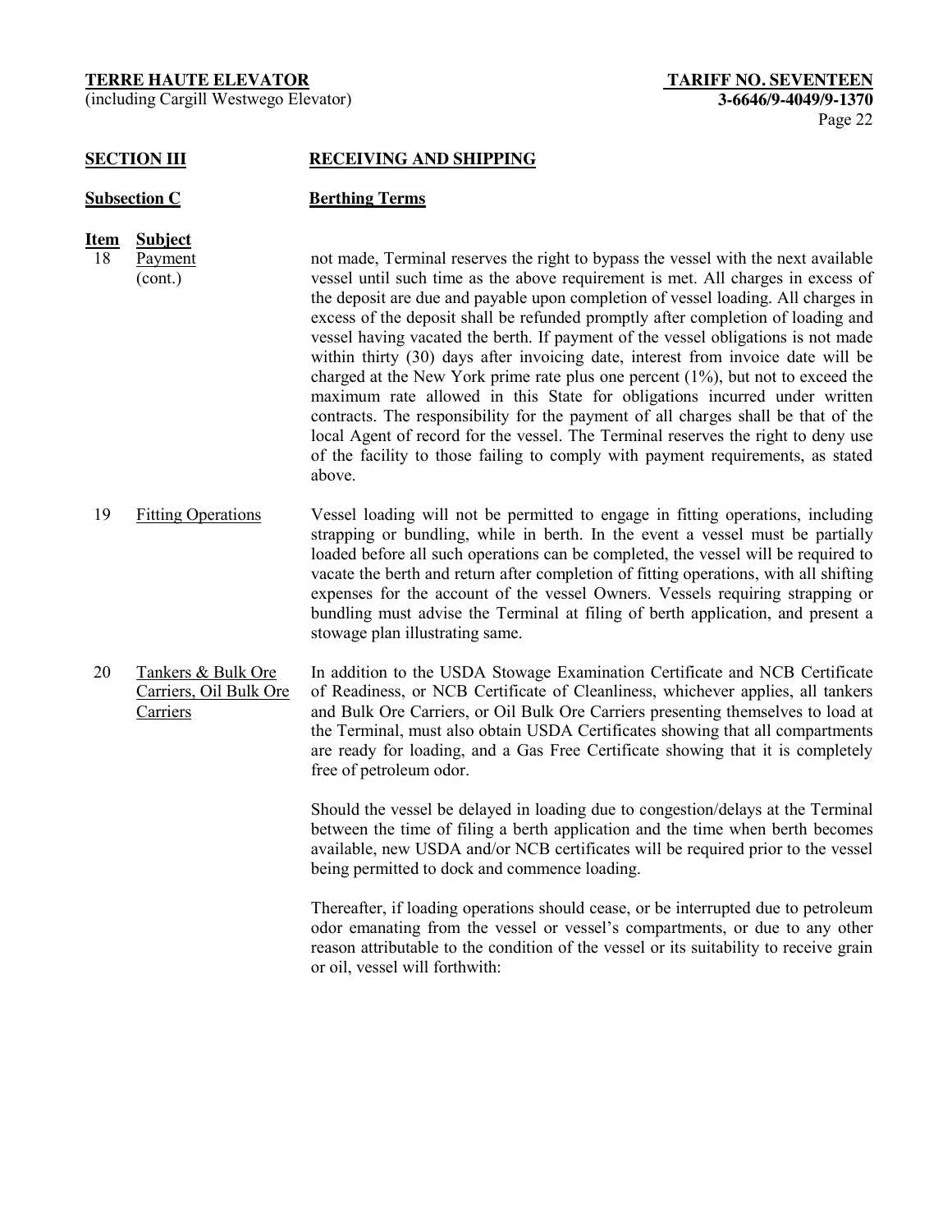## SECTION III RECEIVING AND SHIPPING

### Subsection C Berthing Terms

| Item | Subject | |
|---|---|---|
| 18 | Payment (cont.) | not made, Terminal reserves the right to bypass the vessel with the next available vessel until such time as the above requirement is met. All charges in excess of the deposit are due and payable upon completion of vessel loading. All charges in excess of the deposit shall be refunded promptly after completion of loading and vessel having vacated the berth. If payment of the vessel obligations is not made within thirty (30) days after invoicing date, interest from invoice date will be charged at the New York prime rate plus one percent (1%), but not to exceed the maximum rate allowed in this State for obligations incurred under written contracts. The responsibility for the payment of all charges shall be that of the local Agent of record for the vessel. The Terminal reserves the right to deny use of the facility to those failing to comply with payment requirements, as stated above. |
| 19 | Fitting Operations | Vessel loading will not be permitted to engage in fitting operations, including strapping or bundling, while in berth. In the event a vessel must be partially loaded before all such operations can be completed, the vessel will be required to vacate the berth and return after completion of fitting operations, with all shifting expenses for the account of the vessel Owners. Vessels requiring strapping or bundling must advise the Terminal at filing of berth application, and present a stowage plan illustrating same. |
| 20 | Tankers & Bulk Ore Carriers, Oil Bulk Ore Carriers | In addition to the USDA Stowage Examination Certificate and NCB Certificate of Readiness, or NCB Certificate of Cleanliness, whichever applies, all tankers and Bulk Ore Carriers, or Oil Bulk Ore Carriers presenting themselves to load at the Terminal, must also obtain USDA Certificates showing that all compartments are ready for loading, and a Gas Free Certificate showing that it is completely free of petroleum odor.<br><br>Should the vessel be delayed in loading due to congestion/delays at the Terminal between the time of filing a berth application and the time when berth becomes available, new USDA and/or NCB certificates will be required prior to the vessel being permitted to dock and commence loading.<br><br>Thereafter, if loading operations should cease, or be interrupted due to petroleum odor emanating from the vessel or vessel's compartments, or due to any other reason attributable to the condition of the vessel or its suitability to receive grain or oil, vessel will forthwith: |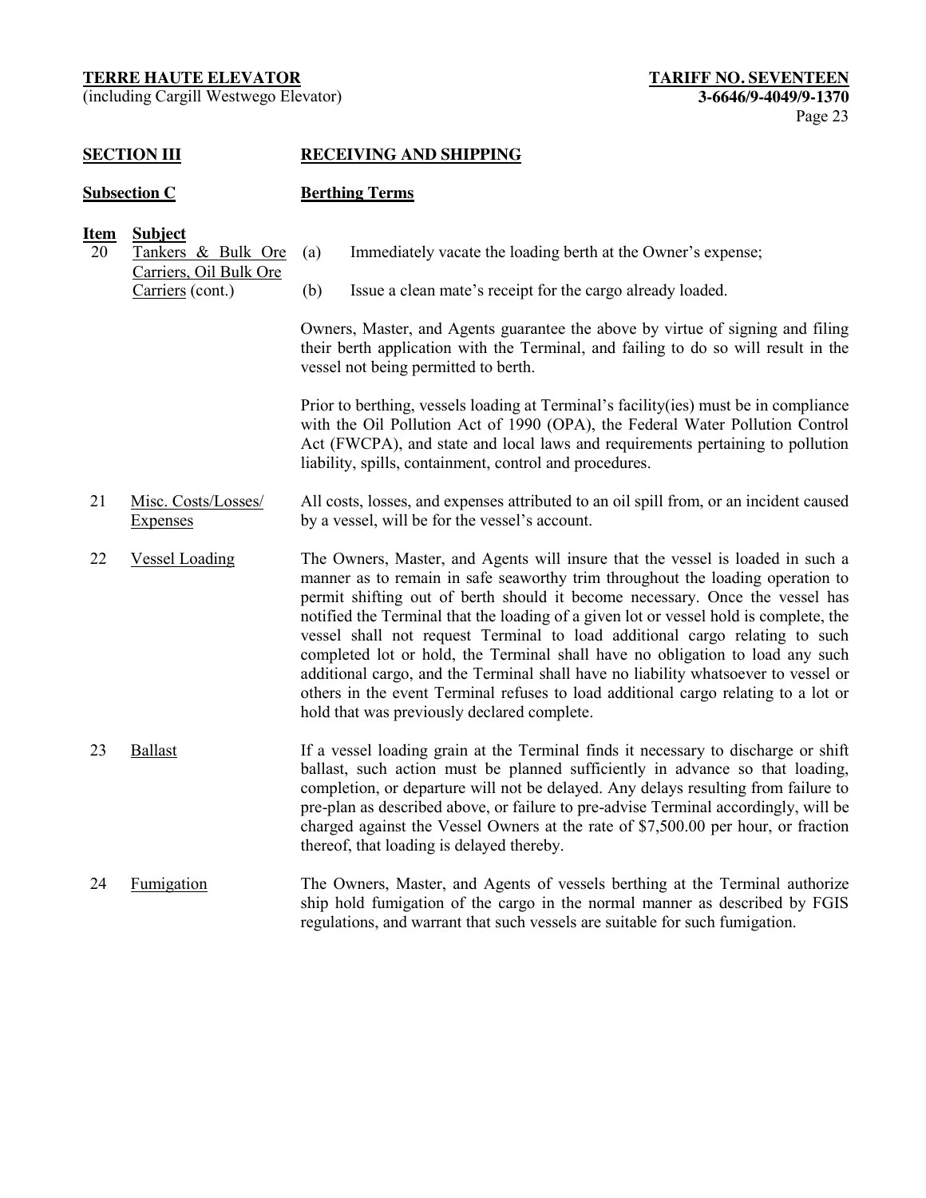**SECTION III RECEIVING AND SHIPPING**

**Subsection C Berthing Terms**

| Item | Subject | |
|---|---|---|
| 20 | Tankers & Bulk Ore Carriers, Oil Bulk Ore Carriers (cont.) | (a) Immediately vacate the loading berth at the Owner's expense;<br><br>(b) Issue a clean mate's receipt for the cargo already loaded.<br><br>Owners, Master, and Agents guarantee the above by virtue of signing and filing their berth application with the Terminal, and failing to do so will result in the vessel not being permitted to berth.<br><br>Prior to berthing, vessels loading at Terminal's facility(ies) must be in compliance with the Oil Pollution Act of 1990 (OPA), the Federal Water Pollution Control Act (FWCPA), and state and local laws and requirements pertaining to pollution liability, spills, containment, control and procedures. |
| 21 | Misc. Costs/Losses/ Expenses | All costs, losses, and expenses attributed to an oil spill from, or an incident caused by a vessel, will be for the vessel's account. |
| 22 | Vessel Loading | The Owners, Master, and Agents will insure that the vessel is loaded in such a manner as to remain in safe seaworthy trim throughout the loading operation to permit shifting out of berth should it become necessary. Once the vessel has notified the Terminal that the loading of a given lot or vessel hold is complete, the vessel shall not request Terminal to load additional cargo relating to such completed lot or hold, the Terminal shall have no obligation to load any such additional cargo, and the Terminal shall have no liability whatsoever to vessel or others in the event Terminal refuses to load additional cargo relating to a lot or hold that was previously declared complete. |
| 23 | Ballast | If a vessel loading grain at the Terminal finds it necessary to discharge or shift ballast, such action must be planned sufficiently in advance so that loading, completion, or departure will not be delayed. Any delays resulting from failure to pre-plan as described above, or failure to pre-advise Terminal accordingly, will be charged against the Vessel Owners at the rate of $7,500.00 per hour, or fraction thereof, that loading is delayed thereby. |
| 24 | Fumigation | The Owners, Master, and Agents of vessels berthing at the Terminal authorize ship hold fumigation of the cargo in the normal manner as described by FGIS regulations, and warrant that such vessels are suitable for such fumigation. |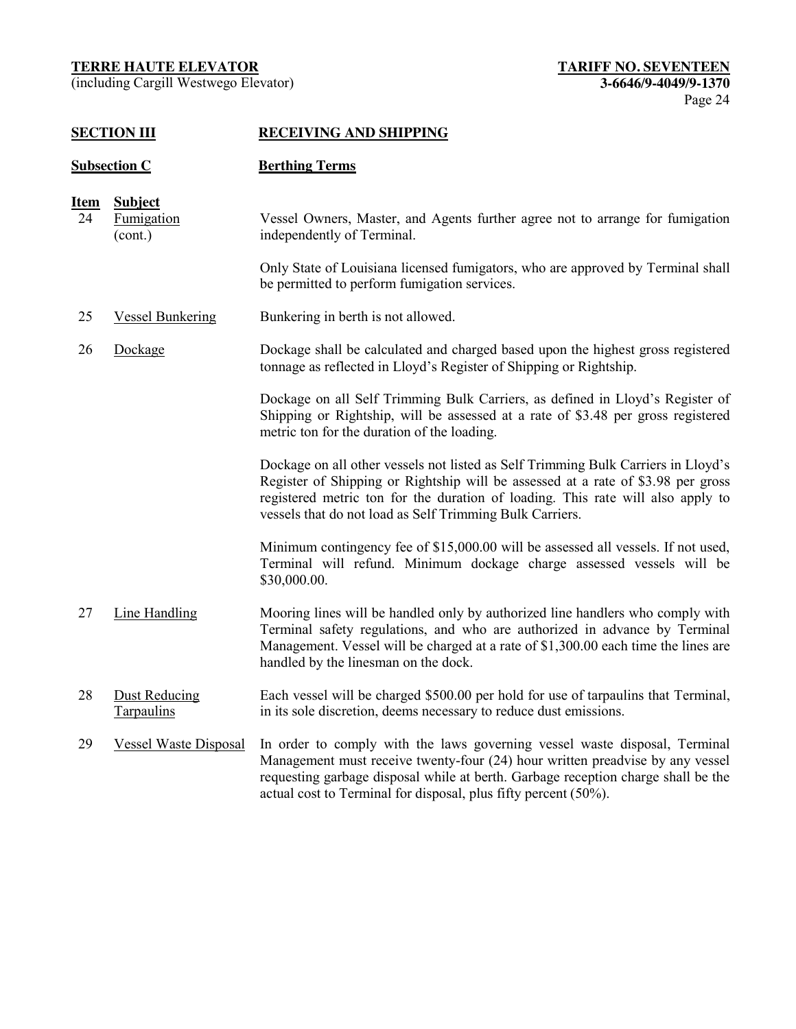## SECTION III RECEIVING AND SHIPPING

### Subsection C Berthing Terms

| Item | Subject | |
|---|---|---|
| 24 | Fumigation (cont.) | Vessel Owners, Master, and Agents further agree not to arrange for fumigation independently of Terminal.<br><br>Only State of Louisiana licensed fumigators, who are approved by Terminal shall be permitted to perform fumigation services. |
| 25 | Vessel Bunkering | Bunkering in berth is not allowed. |
| 26 | Dockage | Dockage shall be calculated and charged based upon the highest gross registered tonnage as reflected in Lloyd's Register of Shipping or Rightship.<br><br>Dockage on all Self Trimming Bulk Carriers, as defined in Lloyd's Register of Shipping or Rightship, will be assessed at a rate of $3.48 per gross registered metric ton for the duration of the loading.<br><br>Dockage on all other vessels not listed as Self Trimming Bulk Carriers in Lloyd's Register of Shipping or Rightship will be assessed at a rate of $3.98 per gross registered metric ton for the duration of loading. This rate will also apply to vessels that do not load as Self Trimming Bulk Carriers.<br><br>Minimum contingency fee of $15,000.00 will be assessed all vessels. If not used, Terminal will refund. Minimum dockage charge assessed vessels will be $30,000.00. |
| 27 | Line Handling | Mooring lines will be handled only by authorized line handlers who comply with Terminal safety regulations, and who are authorized in advance by Terminal Management. Vessel will be charged at a rate of $1,300.00 each time the lines are handled by the linesman on the dock. |
| 28 | Dust Reducing Tarpaulins | Each vessel will be charged $500.00 per hold for use of tarpaulins that Terminal, in its sole discretion, deems necessary to reduce dust emissions. |
| 29 | Vessel Waste Disposal | In order to comply with the laws governing vessel waste disposal, Terminal Management must receive twenty-four (24) hour written preadvise by any vessel requesting garbage disposal while at berth. Garbage reception charge shall be the actual cost to Terminal for disposal, plus fifty percent (50%). |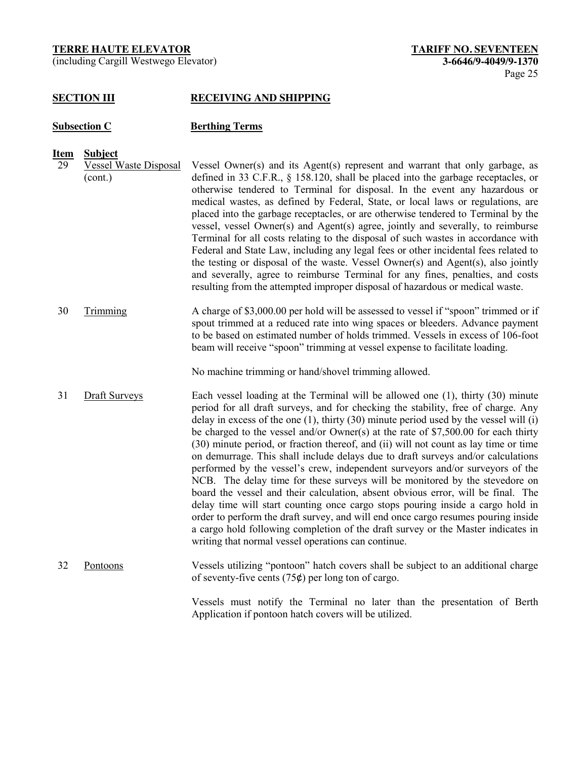**SECTION III RECEIVING AND SHIPPING**

**Subsection C Berthing Terms**

| Item | Subject | |
|---|---|---|
| 29 | Vessel Waste Disposal (cont.) | Vessel Owner(s) and its Agent(s) represent and warrant that only garbage, as defined in 33 C.F.R., § 158.120, shall be placed into the garbage receptacles, or otherwise tendered to Terminal for disposal. In the event any hazardous or medical wastes, as defined by Federal, State, or local laws or regulations, are placed into the garbage receptacles, or are otherwise tendered to Terminal by the vessel, vessel Owner(s) and Agent(s) agree, jointly and severally, to reimburse Terminal for all costs relating to the disposal of such wastes in accordance with Federal and State Law, including any legal fees or other incidental fees related to the testing or disposal of the waste. Vessel Owner(s) and Agent(s), also jointly and severally, agree to reimburse Terminal for any fines, penalties, and costs resulting from the attempted improper disposal of hazardous or medical waste. |
| 30 | Trimming | A charge of $3,000.00 per hold will be assessed to vessel if "spoon" trimmed or if spout trimmed at a reduced rate into wing spaces or bleeders. Advance payment to be based on estimated number of holds trimmed. Vessels in excess of 106-foot beam will receive "spoon" trimming at vessel expense to facilitate loading.<br><br>No machine trimming or hand/shovel trimming allowed. |
| 31 | Draft Surveys | Each vessel loading at the Terminal will be allowed one (1), thirty (30) minute period for all draft surveys, and for checking the stability, free of charge. Any delay in excess of the one (1), thirty (30) minute period used by the vessel will (i) be charged to the vessel and/or Owner(s) at the rate of $7,500.00 for each thirty (30) minute period, or fraction thereof, and (ii) will not count as lay time or time on demurrage. This shall include delays due to draft surveys and/or calculations performed by the vessel's crew, independent surveyors and/or surveyors of the NCB. The delay time for these surveys will be monitored by the stevedore on board the vessel and their calculation, absent obvious error, will be final. The delay time will start counting once cargo stops pouring inside a cargo hold in order to perform the draft survey, and will end once cargo resumes pouring inside a cargo hold following completion of the draft survey or the Master indicates in writing that normal vessel operations can continue. |
| 32 | Pontoons | Vessels utilizing "pontoon" hatch covers shall be subject to an additional charge of seventy-five cents (75¢) per long ton of cargo.<br><br>Vessels must notify the Terminal no later than the presentation of Berth Application if pontoon hatch covers will be utilized. |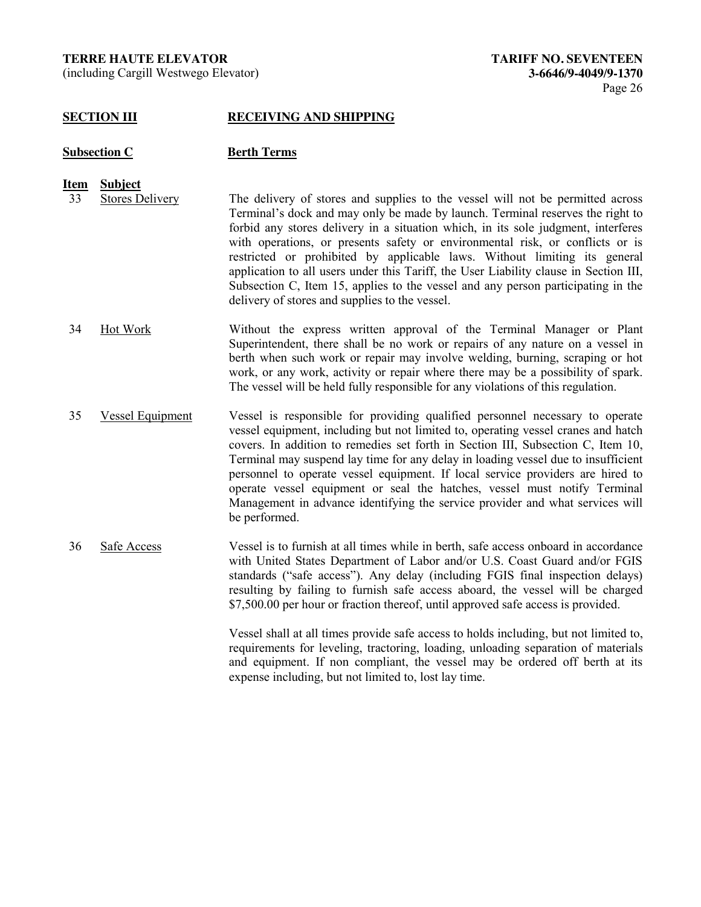## SECTION III RECEIVING AND SHIPPING

### Subsection C Berth Terms

| Item | Subject | |
|---|---|---|
| 33 | Stores Delivery | The delivery of stores and supplies to the vessel will not be permitted across Terminal's dock and may only be made by launch. Terminal reserves the right to forbid any stores delivery in a situation which, in its sole judgment, interferes with operations, or presents safety or environmental risk, or conflicts or is restricted or prohibited by applicable laws. Without limiting its general application to all users under this Tariff, the User Liability clause in Section III, Subsection C, Item 15, applies to the vessel and any person participating in the delivery of stores and supplies to the vessel. |
| 34 | Hot Work | Without the express written approval of the Terminal Manager or Plant Superintendent, there shall be no work or repairs of any nature on a vessel in berth when such work or repair may involve welding, burning, scraping or hot work, or any work, activity or repair where there may be a possibility of spark. The vessel will be held fully responsible for any violations of this regulation. |
| 35 | Vessel Equipment | Vessel is responsible for providing qualified personnel necessary to operate vessel equipment, including but not limited to, operating vessel cranes and hatch covers. In addition to remedies set forth in Section III, Subsection C, Item 10, Terminal may suspend lay time for any delay in loading vessel due to insufficient personnel to operate vessel equipment. If local service providers are hired to operate vessel equipment or seal the hatches, vessel must notify Terminal Management in advance identifying the service provider and what services will be performed. |
| 36 | Safe Access | Vessel is to furnish at all times while in berth, safe access onboard in accordance with United States Department of Labor and/or U.S. Coast Guard and/or FGIS standards ("safe access"). Any delay (including FGIS final inspection delays) resulting by failing to furnish safe access aboard, the vessel will be charged \$7,500.00 per hour or fraction thereof, until approved safe access is provided. <br><br> Vessel shall at all times provide safe access to holds including, but not limited to, requirements for leveling, tractoring, loading, unloading separation of materials and equipment. If non compliant, the vessel may be ordered off berth at its expense including, but not limited to, lost lay time. |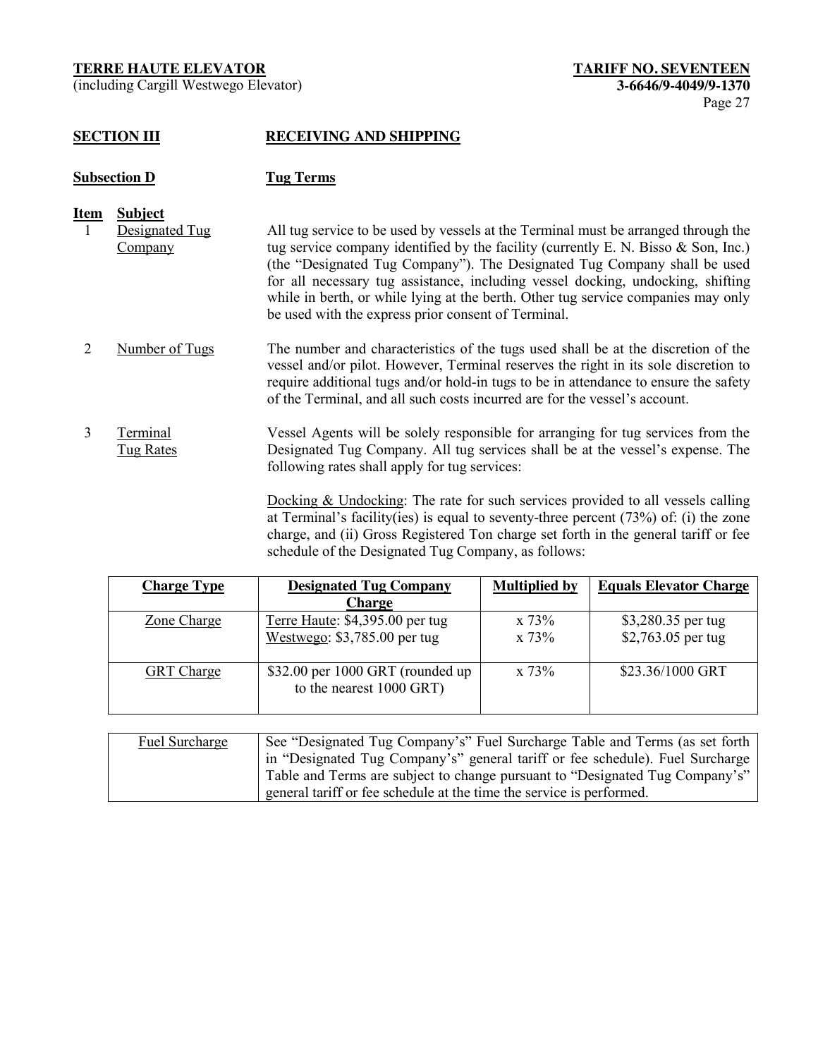## SECTION III RECEIVING AND SHIPPING

### Subsection D Tug Terms

| Item | Subject | |
|---|---|---|
| 1 | Designated Tug Company | All tug service to be used by vessels at the Terminal must be arranged through the tug service company identified by the facility (currently E. N. Bisso & Son, Inc.) (the "Designated Tug Company"). The Designated Tug Company shall be used for all necessary tug assistance, including vessel docking, undocking, shifting while in berth, or while lying at the berth. Other tug service companies may only be used with the express prior consent of Terminal. |
| 2 | Number of Tugs | The number and characteristics of the tugs used shall be at the discretion of the vessel and/or pilot. However, Terminal reserves the right in its sole discretion to require additional tugs and/or hold-in tugs to be in attendance to ensure the safety of the Terminal, and all such costs incurred are for the vessel's account. |
| 3 | Terminal Tug Rates | Vessel Agents will be solely responsible for arranging for tug services from the Designated Tug Company. All tug services shall be at the vessel's expense. The following rates shall apply for tug services: |

Docking & Undocking: The rate for such services provided to all vessels calling at Terminal's facility(ies) is equal to seventy-three percent (73%) of: (i) the zone charge, and (ii) Gross Registered Ton charge set forth in the general tariff or fee schedule of the Designated Tug Company, as follows:

| Charge Type | Designated Tug Company Charge | Multiplied by | Equals Elevator Charge |
|---|---|---|---|
| Zone Charge | Terre Haute: $4,395.00 per tug<br>Westwego: $3,785.00 per tug | x 73%<br>x 73% | $3,280.35 per tug<br>$2,763.05 per tug |
| GRT Charge | $32.00 per 1000 GRT (rounded up to the nearest 1000 GRT) | x 73% | $23.36/1000 GRT |

| Fuel Surcharge | See "Designated Tug Company's" Fuel Surcharge Table and Terms (as set forth in "Designated Tug Company's" general tariff or fee schedule). Fuel Surcharge Table and Terms are subject to change pursuant to "Designated Tug Company's" general tariff or fee schedule at the time the service is performed. |
|---|---|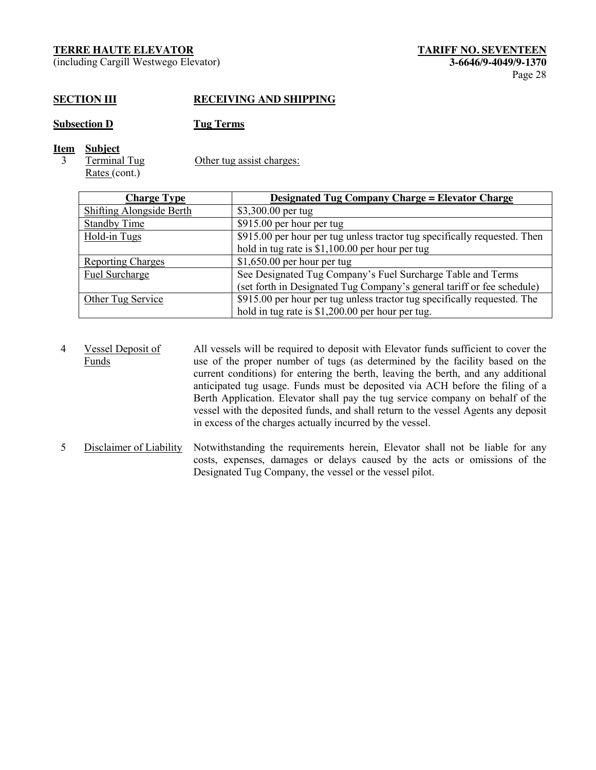**SECTION III — RECEIVING AND SHIPPING**

**Subsection D — Tug Terms**

**Item** **Subject**

3 Terminal Tug Rates (cont.)

Other tug assist charges:

| Charge Type | Designated Tug Company Charge = Elevator Charge |
|---|---|
| Shifting Alongside Berth | $3,300.00 per tug |
| Standby Time | $915.00 per hour per tug |
| Hold-in Tugs | $915.00 per hour per tug unless tractor tug specifically requested. Then hold in tug rate is $1,100.00 per hour per tug |
| Reporting Charges | $1,650.00 per hour per tug |
| Fuel Surcharge | See Designated Tug Company's Fuel Surcharge Table and Terms (set forth in Designated Tug Company's general tariff or fee schedule) |
| Other Tug Service | $915.00 per hour per tug unless tractor tug specifically requested. The hold in tug rate is $1,200.00 per hour per tug. |

4 Vessel Deposit of Funds — All vessels will be required to deposit with Elevator funds sufficient to cover the use of the proper number of tugs (as determined by the facility based on the current conditions) for entering the berth, leaving the berth, and any additional anticipated tug usage. Funds must be deposited via ACH before the filing of a Berth Application. Elevator shall pay the tug service company on behalf of the vessel with the deposited funds, and shall return to the vessel Agents any deposit in excess of the charges actually incurred by the vessel.

5 Disclaimer of Liability — Notwithstanding the requirements herein, Elevator shall not be liable for any costs, expenses, damages or delays caused by the acts or omissions of the Designated Tug Company, the vessel or the vessel pilot.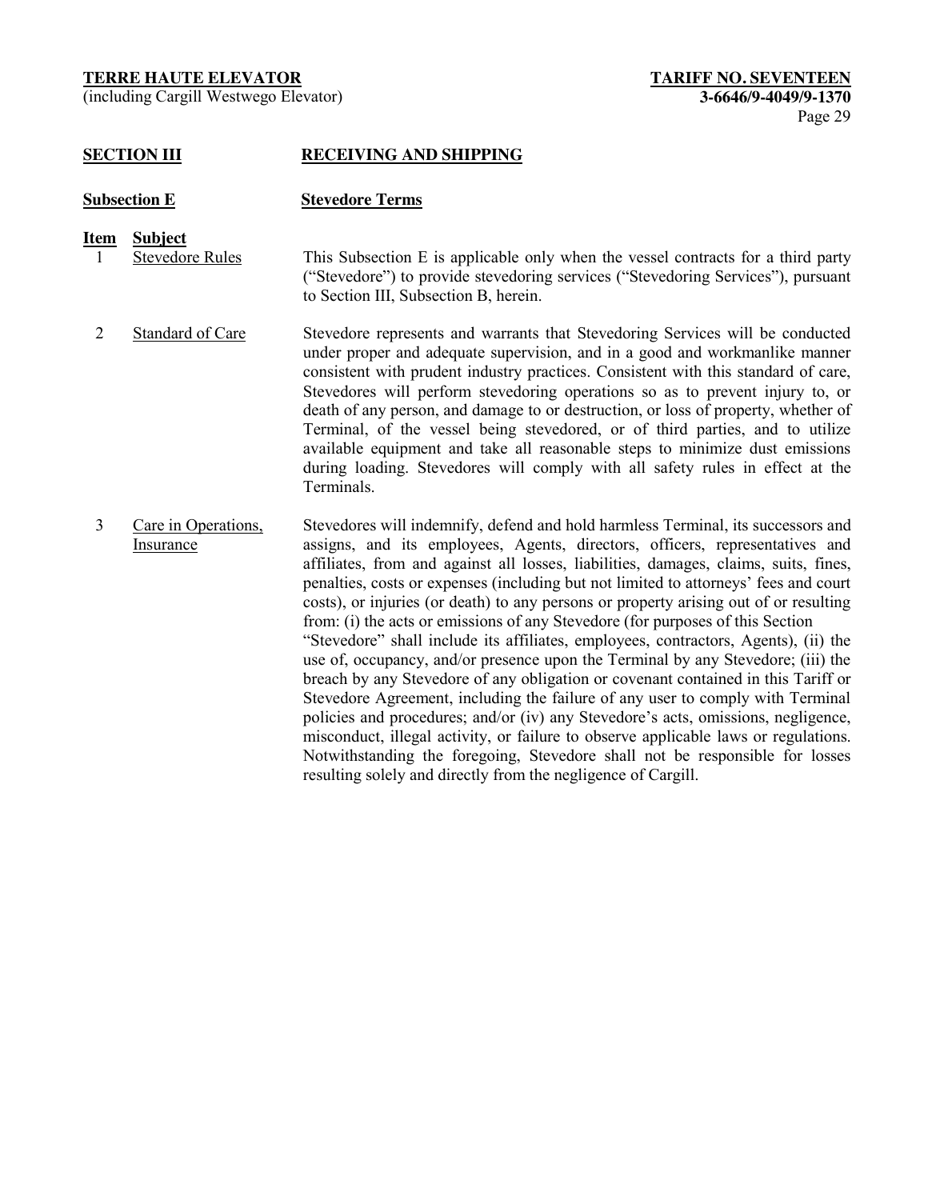## SECTION III RECEIVING AND SHIPPING

### Subsection E Stevedore Terms

| Item | Subject | |
|---|---|---|
| 1 | Stevedore Rules | This Subsection E is applicable only when the vessel contracts for a third party ("Stevedore") to provide stevedoring services ("Stevedoring Services"), pursuant to Section III, Subsection B, herein. |
| 2 | Standard of Care | Stevedore represents and warrants that Stevedoring Services will be conducted under proper and adequate supervision, and in a good and workmanlike manner consistent with prudent industry practices. Consistent with this standard of care, Stevedores will perform stevedoring operations so as to prevent injury to, or death of any person, and damage to or destruction, or loss of property, whether of Terminal, of the vessel being stevedored, or of third parties, and to utilize available equipment and take all reasonable steps to minimize dust emissions during loading. Stevedores will comply with all safety rules in effect at the Terminals. |
| 3 | Care in Operations, Insurance | Stevedores will indemnify, defend and hold harmless Terminal, its successors and assigns, and its employees, Agents, directors, officers, representatives and affiliates, from and against all losses, liabilities, damages, claims, suits, fines, penalties, costs or expenses (including but not limited to attorneys' fees and court costs), or injuries (or death) to any persons or property arising out of or resulting from: (i) the acts or emissions of any Stevedore (for purposes of this Section "Stevedore" shall include its affiliates, employees, contractors, Agents), (ii) the use of, occupancy, and/or presence upon the Terminal by any Stevedore; (iii) the breach by any Stevedore of any obligation or covenant contained in this Tariff or Stevedore Agreement, including the failure of any user to comply with Terminal policies and procedures; and/or (iv) any Stevedore's acts, omissions, negligence, misconduct, illegal activity, or failure to observe applicable laws or regulations. Notwithstanding the foregoing, Stevedore shall not be responsible for losses resulting solely and directly from the negligence of Cargill. |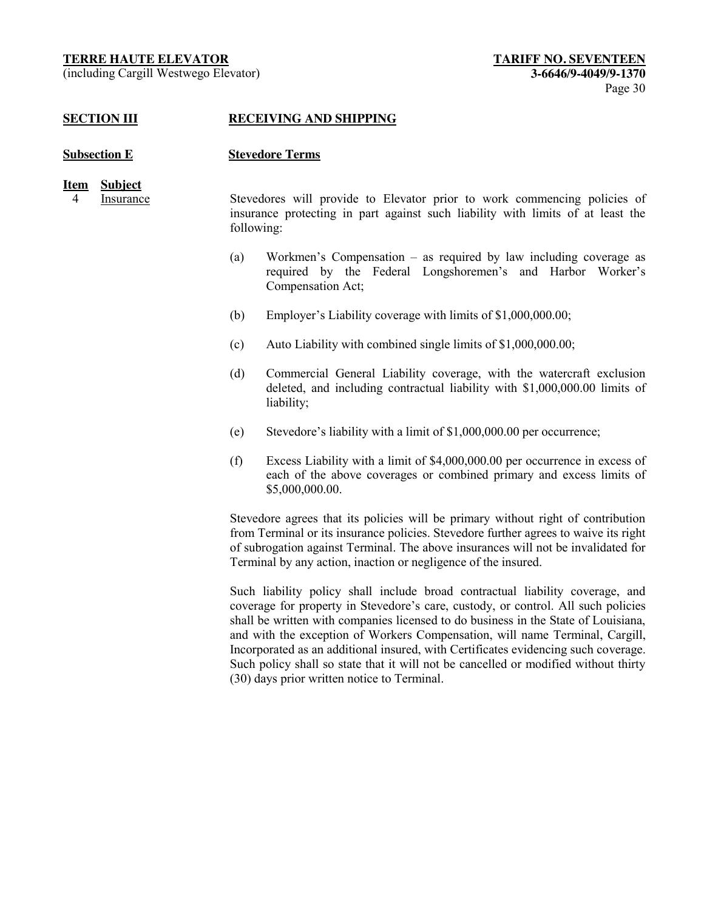## SECTION III RECEIVING AND SHIPPING

### Subsection E Stevedore Terms

**Item** **Subject**

4 Insurance

Stevedores will provide to Elevator prior to work commencing policies of insurance protecting in part against such liability with limits of at least the following:

(a) Workmen's Compensation – as required by law including coverage as required by the Federal Longshoremen's and Harbor Worker's Compensation Act;

(b) Employer's Liability coverage with limits of $1,000,000.00;

(c) Auto Liability with combined single limits of $1,000,000.00;

(d) Commercial General Liability coverage, with the watercraft exclusion deleted, and including contractual liability with $1,000,000.00 limits of liability;

(e) Stevedore's liability with a limit of $1,000,000.00 per occurrence;

(f) Excess Liability with a limit of $4,000,000.00 per occurrence in excess of each of the above coverages or combined primary and excess limits of $5,000,000.00.

Stevedore agrees that its policies will be primary without right of contribution from Terminal or its insurance policies. Stevedore further agrees to waive its right of subrogation against Terminal. The above insurances will not be invalidated for Terminal by any action, inaction or negligence of the insured.

Such liability policy shall include broad contractual liability coverage, and coverage for property in Stevedore's care, custody, or control. All such policies shall be written with companies licensed to do business in the State of Louisiana, and with the exception of Workers Compensation, will name Terminal, Cargill, Incorporated as an additional insured, with Certificates evidencing such coverage. Such policy shall so state that it will not be cancelled or modified without thirty (30) days prior written notice to Terminal.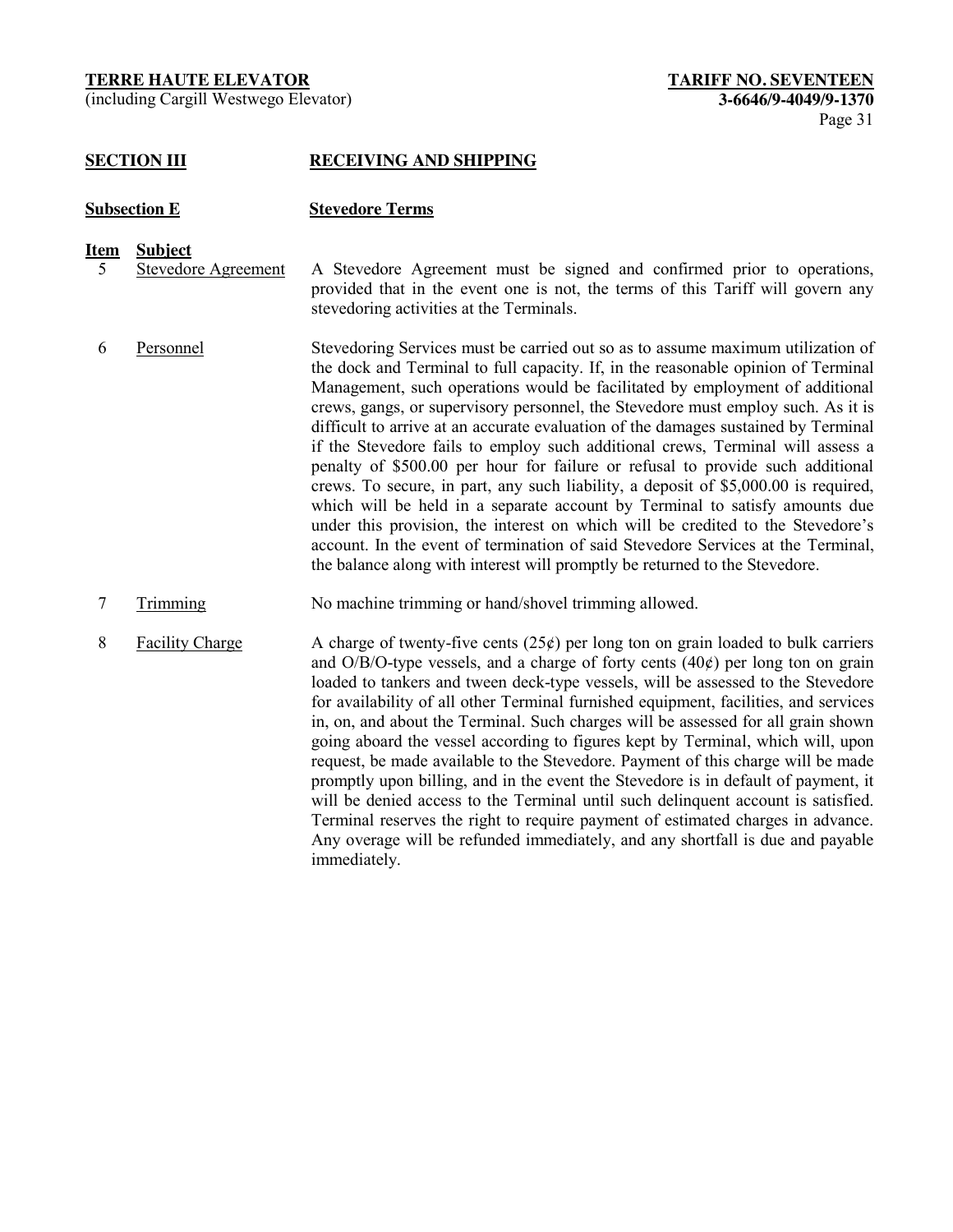## SECTION III RECEIVING AND SHIPPING

### Subsection E Stevedore Terms

| Item | Subject | |
|---|---|---|
| 5 | Stevedore Agreement | A Stevedore Agreement must be signed and confirmed prior to operations, provided that in the event one is not, the terms of this Tariff will govern any stevedoring activities at the Terminals. |
| 6 | Personnel | Stevedoring Services must be carried out so as to assume maximum utilization of the dock and Terminal to full capacity. If, in the reasonable opinion of Terminal Management, such operations would be facilitated by employment of additional crews, gangs, or supervisory personnel, the Stevedore must employ such. As it is difficult to arrive at an accurate evaluation of the damages sustained by Terminal if the Stevedore fails to employ such additional crews, Terminal will assess a penalty of $500.00 per hour for failure or refusal to provide such additional crews. To secure, in part, any such liability, a deposit of $5,000.00 is required, which will be held in a separate account by Terminal to satisfy amounts due under this provision, the interest on which will be credited to the Stevedore's account. In the event of termination of said Stevedore Services at the Terminal, the balance along with interest will promptly be returned to the Stevedore. |
| 7 | Trimming | No machine trimming or hand/shovel trimming allowed. |
| 8 | Facility Charge | A charge of twenty-five cents (25¢) per long ton on grain loaded to bulk carriers and O/B/O-type vessels, and a charge of forty cents (40¢) per long ton on grain loaded to tankers and tween deck-type vessels, will be assessed to the Stevedore for availability of all other Terminal furnished equipment, facilities, and services in, on, and about the Terminal. Such charges will be assessed for all grain shown going aboard the vessel according to figures kept by Terminal, which will, upon request, be made available to the Stevedore. Payment of this charge will be made promptly upon billing, and in the event the Stevedore is in default of payment, it will be denied access to the Terminal until such delinquent account is satisfied. Terminal reserves the right to require payment of estimated charges in advance. Any overage will be refunded immediately, and any shortfall is due and payable immediately. |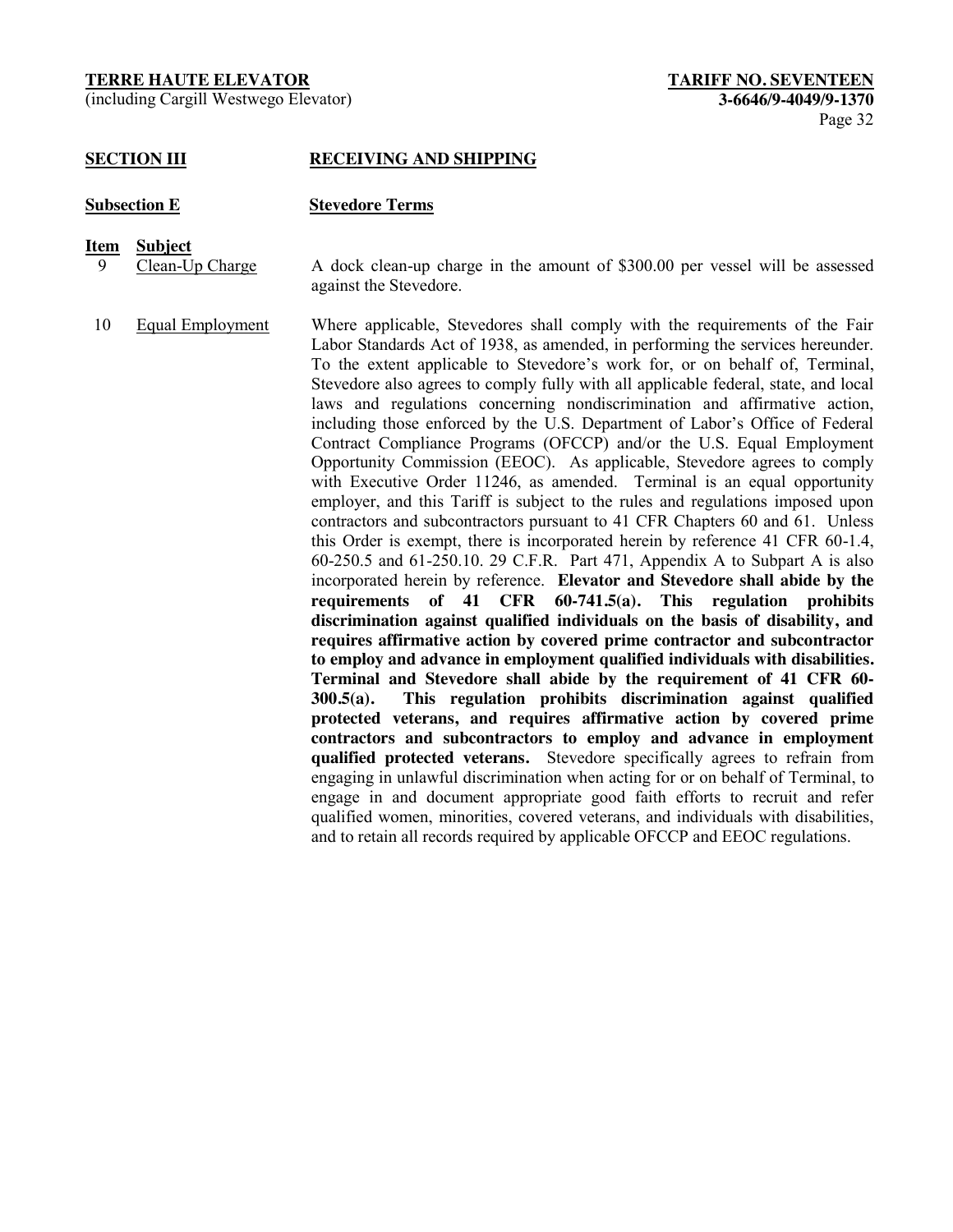## SECTION III RECEIVING AND SHIPPING

### Subsection E Stevedore Terms

| Item | Subject | |
|---|---|---|
| 9 | Clean-Up Charge | A dock clean-up charge in the amount of $300.00 per vessel will be assessed against the Stevedore. |
| 10 | Equal Employment | Where applicable, Stevedores shall comply with the requirements of the Fair Labor Standards Act of 1938, as amended, in performing the services hereunder. To the extent applicable to Stevedore's work for, or on behalf of, Terminal, Stevedore also agrees to comply fully with all applicable federal, state, and local laws and regulations concerning nondiscrimination and affirmative action, including those enforced by the U.S. Department of Labor's Office of Federal Contract Compliance Programs (OFCCP) and/or the U.S. Equal Employment Opportunity Commission (EEOC). As applicable, Stevedore agrees to comply with Executive Order 11246, as amended. Terminal is an equal opportunity employer, and this Tariff is subject to the rules and regulations imposed upon contractors and subcontractors pursuant to 41 CFR Chapters 60 and 61. Unless this Order is exempt, there is incorporated herein by reference 41 CFR 60-1.4, 60-250.5 and 61-250.10. 29 C.F.R. Part 471, Appendix A to Subpart A is also incorporated herein by reference. **Elevator and Stevedore shall abide by the requirements of 41 CFR 60-741.5(a). This regulation prohibits discrimination against qualified individuals on the basis of disability, and requires affirmative action by covered prime contractor and subcontractor to employ and advance in employment qualified individuals with disabilities. Terminal and Stevedore shall abide by the requirement of 41 CFR 60-300.5(a). This regulation prohibits discrimination against qualified protected veterans, and requires affirmative action by covered prime contractors and subcontractors to employ and advance in employment qualified protected veterans.** Stevedore specifically agrees to refrain from engaging in unlawful discrimination when acting for or on behalf of Terminal, to engage in and document appropriate good faith efforts to recruit and refer qualified women, minorities, covered veterans, and individuals with disabilities, and to retain all records required by applicable OFCCP and EEOC regulations. |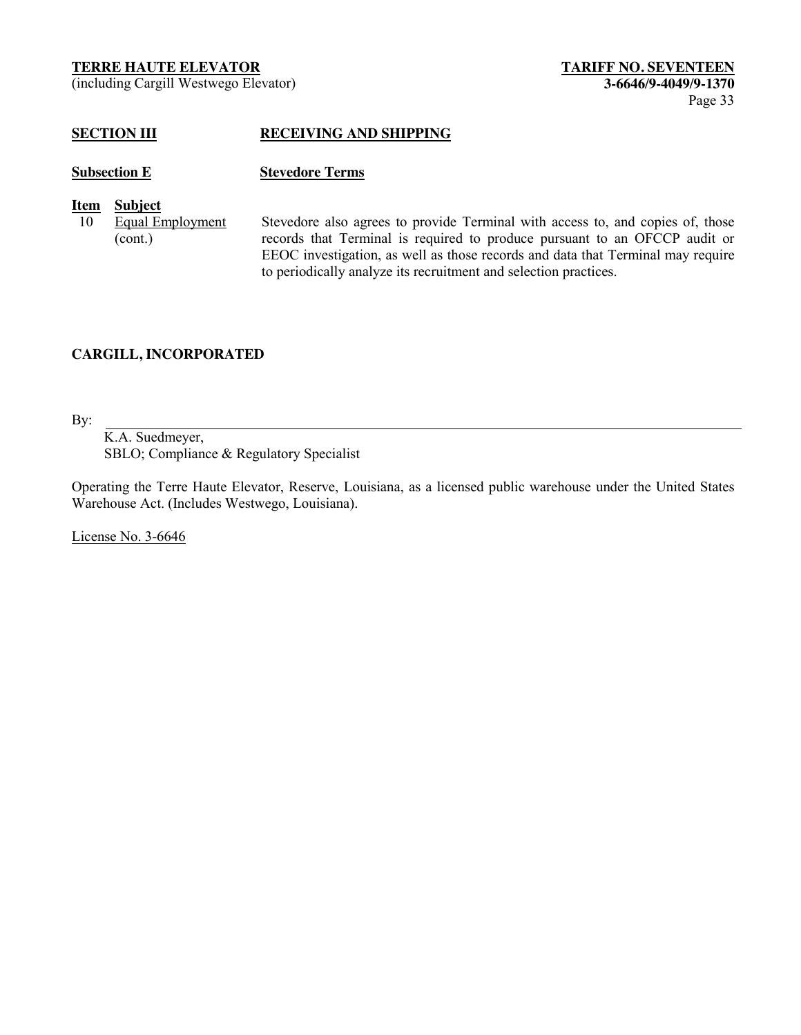## SECTION III RECEIVING AND SHIPPING

### Subsection E Stevedore Terms

| Item | Subject | |
|---|---|---|
| 10 | Equal Employment (cont.) | Stevedore also agrees to provide Terminal with access to, and copies of, those records that Terminal is required to produce pursuant to an OFCCP audit or EEOC investigation, as well as those records and data that Terminal may require to periodically analyze its recruitment and selection practices. |

**CARGILL, INCORPORATED**

By: ______________________________

K.A. Suedmeyer,
SBLO; Compliance & Regulatory Specialist

Operating the Terre Haute Elevator, Reserve, Louisiana, as a licensed public warehouse under the United States Warehouse Act. (Includes Westwego, Louisiana).

License No. 3-6646